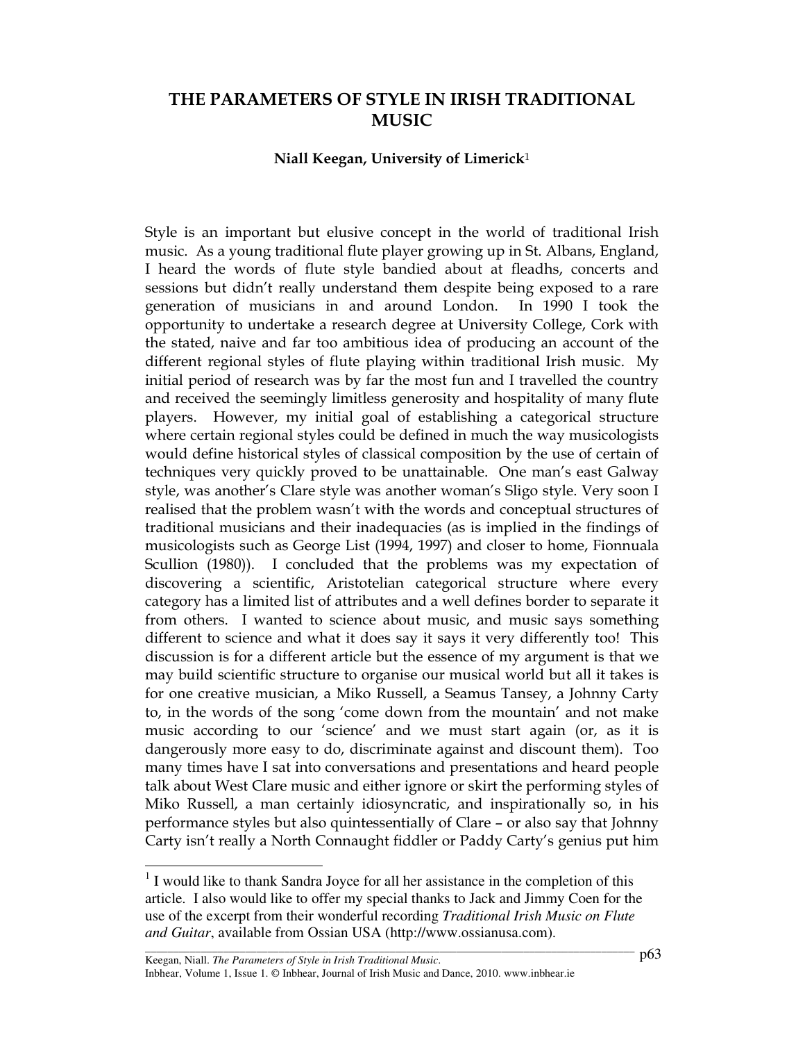# THE PARAMETERS OF STYLE IN IRISH TRADITIONAL MUSIC

**Niall Keegan, University of Limerick**[1]

Style is an important but elusive concept in the world of traditional Irish music. As a young traditional flute player growing up in St. Albans, England, I heard the words of flute style bandied about at fleadhs, concerts and sessions but didn't really understand them despite being exposed to a rare generation of musicians in and around London. In 1990 I took the opportunity to undertake a research degree at University College, Cork with the stated, naive and far too ambitious idea of producing an account of the different regional styles of flute playing within traditional Irish music. My initial period of research was by far the most fun and I travelled the country and received the seemingly limitless generosity and hospitality of many flute players. However, my initial goal of establishing a categorical structure where certain regional styles could be defined in much the way musicologists would define historical styles of classical composition by the use of certain of techniques very quickly proved to be unattainable. One man's east Galway style, was another's Clare style was another woman's Sligo style. Very soon I realised that the problem wasn't with the words and conceptual structures of traditional musicians and their inadequacies (as is implied in the findings of musicologists such as George List (1994, 1997) and closer to home, Fionnuala Scullion (1980)). I concluded that the problems was my expectation of discovering a scientific, Aristotelian categorical structure where every category has a limited list of attributes and a well defines border to separate it from others. I wanted to science about music, and music says something different to science and what it does say it says it very differently too! This discussion is for a different article but the essence of my argument is that we may build scientific structure to organise our musical world but all it takes is for one creative musician, a Miko Russell, a Seamus Tansey, a Johnny Carty to, in the words of the song 'come down from the mountain' and not make music according to our 'science' and we must start again (or, as it is dangerously more easy to do, discriminate against and discount them). Too many times have I sat into conversations and presentations and heard people talk about West Clare music and either ignore or skirt the performing styles of Miko Russell, a man certainly idiosyncratic, and inspirationally so, in his performance styles but also quintessentially of Clare – or also say that Johnny Carty isn't really a North Connaught fiddler or Paddy Carty's genius put him

---

[1] I would like to thank Sandra Joyce for all her assistance in the completion of this article. I also would like to offer my special thanks to Jack and Jimmy Coen for the use of the excerpt from their wonderful recording *Traditional Irish Music on Flute and Guitar*, available from Ossian USA (http://www.ossianusa.com).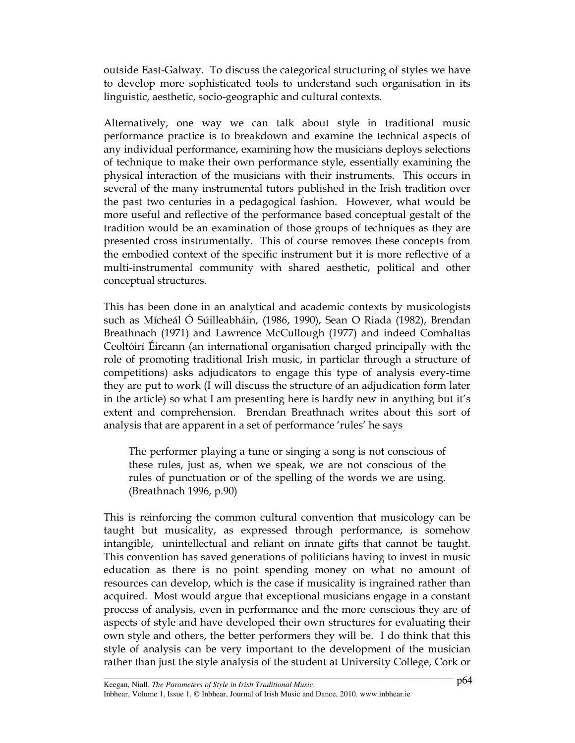outside East-Galway. To discuss the categorical structuring of styles we have to develop more sophisticated tools to understand such organisation in its linguistic, aesthetic, socio-geographic and cultural contexts.

Alternatively, one way we can talk about style in traditional music performance practice is to breakdown and examine the technical aspects of any individual performance, examining how the musicians deploys selections of technique to make their own performance style, essentially examining the physical interaction of the musicians with their instruments. This occurs in several of the many instrumental tutors published in the Irish tradition over the past two centuries in a pedagogical fashion. However, what would be more useful and reflective of the performance based conceptual gestalt of the tradition would be an examination of those groups of techniques as they are presented cross instrumentally. This of course removes these concepts from the embodied context of the specific instrument but it is more reflective of a multi-instrumental community with shared aesthetic, political and other conceptual structures.

This has been done in an analytical and academic contexts by musicologists such as Mícheál Ó Súilleabháin, (1986, 1990), Sean O Riada (1982), Brendan Breathnach (1971) and Lawrence McCullough (1977) and indeed Comhaltas Ceoltóirí Éireann (an international organisation charged principally with the role of promoting traditional Irish music, in particlar through a structure of competitions) asks adjudicators to engage this type of analysis every-time they are put to work (I will discuss the structure of an adjudication form later in the article) so what I am presenting here is hardly new in anything but it's extent and comprehension. Brendan Breathnach writes about this sort of analysis that are apparent in a set of performance 'rules' he says

> The performer playing a tune or singing a song is not conscious of these rules, just as, when we speak, we are not conscious of the rules of punctuation or of the spelling of the words we are using. (Breathnach 1996, p.90)

This is reinforcing the common cultural convention that musicology can be taught but musicality, as expressed through performance, is somehow intangible, unintellectual and reliant on innate gifts that cannot be taught. This convention has saved generations of politicians having to invest in music education as there is no point spending money on what no amount of resources can develop, which is the case if musicality is ingrained rather than acquired. Most would argue that exceptional musicians engage in a constant process of analysis, even in performance and the more conscious they are of aspects of style and have developed their own structures for evaluating their own style and others, the better performers they will be. I do think that this style of analysis can be very important to the development of the musician rather than just the style analysis of the student at University College, Cork or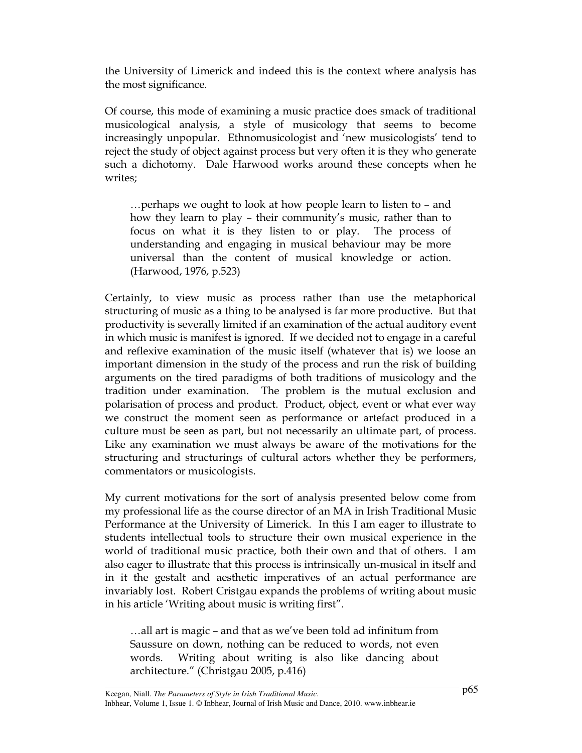the University of Limerick and indeed this is the context where analysis has the most significance.

Of course, this mode of examining a music practice does smack of traditional musicological analysis, a style of musicology that seems to become increasingly unpopular. Ethnomusicologist and 'new musicologists' tend to reject the study of object against process but very often it is they who generate such a dichotomy. Dale Harwood works around these concepts when he writes;

> …perhaps we ought to look at how people learn to listen to – and how they learn to play – their community's music, rather than to focus on what it is they listen to or play. The process of understanding and engaging in musical behaviour may be more universal than the content of musical knowledge or action. (Harwood, 1976, p.523)

Certainly, to view music as process rather than use the metaphorical structuring of music as a thing to be analysed is far more productive. But that productivity is severally limited if an examination of the actual auditory event in which music is manifest is ignored. If we decided not to engage in a careful and reflexive examination of the music itself (whatever that is) we loose an important dimension in the study of the process and run the risk of building arguments on the tired paradigms of both traditions of musicology and the tradition under examination. The problem is the mutual exclusion and polarisation of process and product. Product, object, event or what ever way we construct the moment seen as performance or artefact produced in a culture must be seen as part, but not necessarily an ultimate part, of process. Like any examination we must always be aware of the motivations for the structuring and structurings of cultural actors whether they be performers, commentators or musicologists.

My current motivations for the sort of analysis presented below come from my professional life as the course director of an MA in Irish Traditional Music Performance at the University of Limerick. In this I am eager to illustrate to students intellectual tools to structure their own musical experience in the world of traditional music practice, both their own and that of others. I am also eager to illustrate that this process is intrinsically un-musical in itself and in it the gestalt and aesthetic imperatives of an actual performance are invariably lost. Robert Cristgau expands the problems of writing about music in his article 'Writing about music is writing first".

> …all art is magic – and that as we've been told ad infinitum from Saussure on down, nothing can be reduced to words, not even words. Writing about writing is also like dancing about architecture." (Christgau 2005, p.416)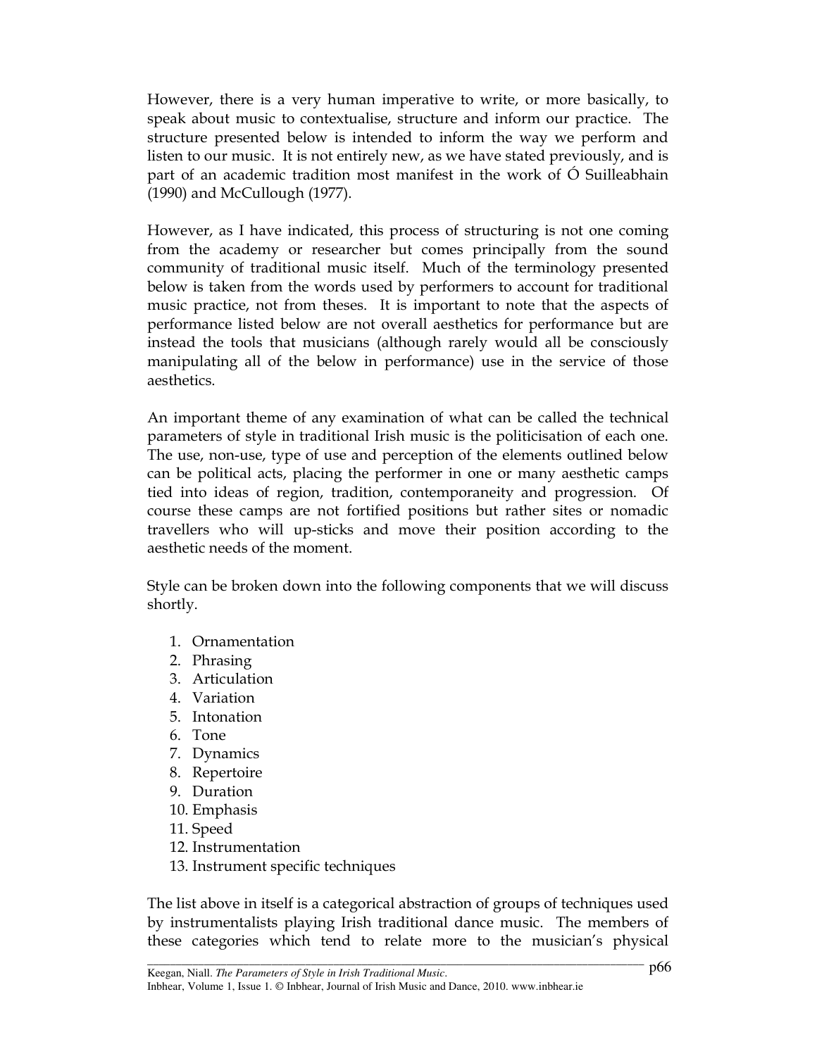However, there is a very human imperative to write, or more basically, to speak about music to contextualise, structure and inform our practice. The structure presented below is intended to inform the way we perform and listen to our music. It is not entirely new, as we have stated previously, and is part of an academic tradition most manifest in the work of Ó Suilleabhain (1990) and McCullough (1977).

However, as I have indicated, this process of structuring is not one coming from the academy or researcher but comes principally from the sound community of traditional music itself. Much of the terminology presented below is taken from the words used by performers to account for traditional music practice, not from theses. It is important to note that the aspects of performance listed below are not overall aesthetics for performance but are instead the tools that musicians (although rarely would all be consciously manipulating all of the below in performance) use in the service of those aesthetics.

An important theme of any examination of what can be called the technical parameters of style in traditional Irish music is the politicisation of each one. The use, non-use, type of use and perception of the elements outlined below can be political acts, placing the performer in one or many aesthetic camps tied into ideas of region, tradition, contemporaneity and progression. Of course these camps are not fortified positions but rather sites or nomadic travellers who will up-sticks and move their position according to the aesthetic needs of the moment.

Style can be broken down into the following components that we will discuss shortly.

1. Ornamentation
2. Phrasing
3. Articulation
4. Variation
5. Intonation
6. Tone
7. Dynamics
8. Repertoire
9. Duration
10. Emphasis
11. Speed
12. Instrumentation
13. Instrument specific techniques

The list above in itself is a categorical abstraction of groups of techniques used by instrumentalists playing Irish traditional dance music. The members of these categories which tend to relate more to the musician's physical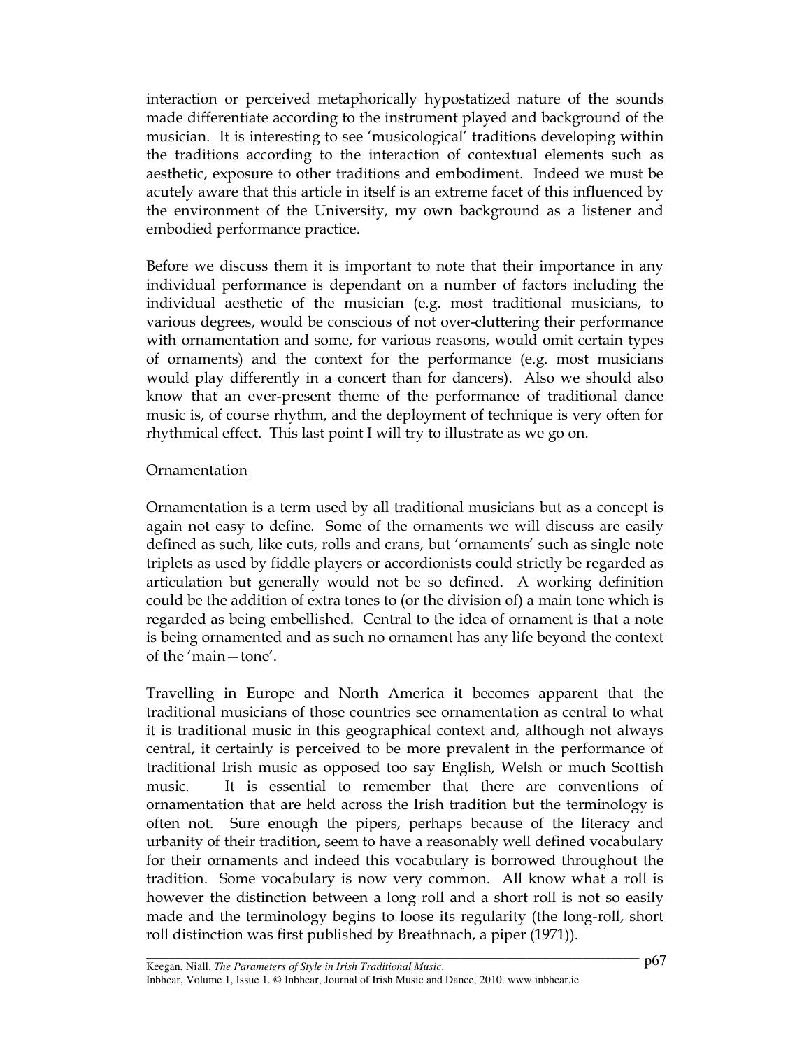interaction or perceived metaphorically hypostatized nature of the sounds made differentiate according to the instrument played and background of the musician. It is interesting to see 'musicological' traditions developing within the traditions according to the interaction of contextual elements such as aesthetic, exposure to other traditions and embodiment. Indeed we must be acutely aware that this article in itself is an extreme facet of this influenced by the environment of the University, my own background as a listener and embodied performance practice.

Before we discuss them it is important to note that their importance in any individual performance is dependant on a number of factors including the individual aesthetic of the musician (e.g. most traditional musicians, to various degrees, would be conscious of not over-cluttering their performance with ornamentation and some, for various reasons, would omit certain types of ornaments) and the context for the performance (e.g. most musicians would play differently in a concert than for dancers). Also we should also know that an ever-present theme of the performance of traditional dance music is, of course rhythm, and the deployment of technique is very often for rhythmical effect. This last point I will try to illustrate as we go on.

Ornamentation

Ornamentation is a term used by all traditional musicians but as a concept is again not easy to define. Some of the ornaments we will discuss are easily defined as such, like cuts, rolls and crans, but 'ornaments' such as single note triplets as used by fiddle players or accordionists could strictly be regarded as articulation but generally would not be so defined. A working definition could be the addition of extra tones to (or the division of) a main tone which is regarded as being embellished. Central to the idea of ornament is that a note is being ornamented and as such no ornament has any life beyond the context of the 'main—tone'.

Travelling in Europe and North America it becomes apparent that the traditional musicians of those countries see ornamentation as central to what it is traditional music in this geographical context and, although not always central, it certainly is perceived to be more prevalent in the performance of traditional Irish music as opposed too say English, Welsh or much Scottish music. It is essential to remember that there are conventions of ornamentation that are held across the Irish tradition but the terminology is often not. Sure enough the pipers, perhaps because of the literacy and urbanity of their tradition, seem to have a reasonably well defined vocabulary for their ornaments and indeed this vocabulary is borrowed throughout the tradition. Some vocabulary is now very common. All know what a roll is however the distinction between a long roll and a short roll is not so easily made and the terminology begins to loose its regularity (the long-roll, short roll distinction was first published by Breathnach, a piper (1971)).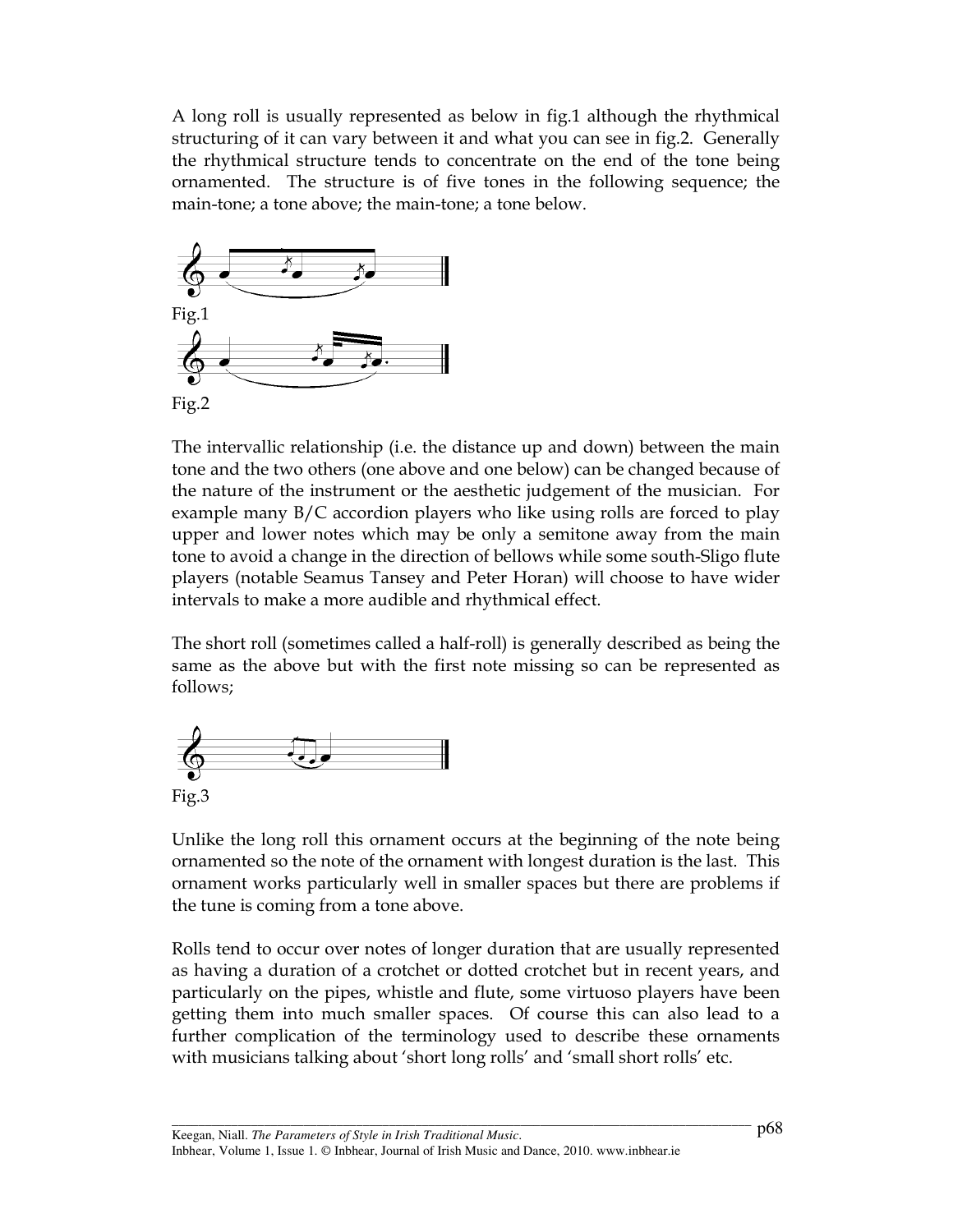A long roll is usually represented as below in fig.1 although the rhythmical structuring of it can vary between it and what you can see in fig.2. Generally the rhythmical structure tends to concentrate on the end of the tone being ornamented. The structure is of five tones in the following sequence; the main-tone; a tone above; the main-tone; a tone below.

Fig.1

Fig.2

The intervallic relationship (i.e. the distance up and down) between the main tone and the two others (one above and one below) can be changed because of the nature of the instrument or the aesthetic judgement of the musician. For example many B/C accordion players who like using rolls are forced to play upper and lower notes which may be only a semitone away from the main tone to avoid a change in the direction of bellows while some south-Sligo flute players (notable Seamus Tansey and Peter Horan) will choose to have wider intervals to make a more audible and rhythmical effect.

The short roll (sometimes called a half-roll) is generally described as being the same as the above but with the first note missing so can be represented as follows;

Fig.3

Unlike the long roll this ornament occurs at the beginning of the note being ornamented so the note of the ornament with longest duration is the last. This ornament works particularly well in smaller spaces but there are problems if the tune is coming from a tone above.

Rolls tend to occur over notes of longer duration that are usually represented as having a duration of a crotchet or dotted crotchet but in recent years, and particularly on the pipes, whistle and flute, some virtuoso players have been getting them into much smaller spaces. Of course this can also lead to a further complication of the terminology used to describe these ornaments with musicians talking about 'short long rolls' and 'small short rolls' etc.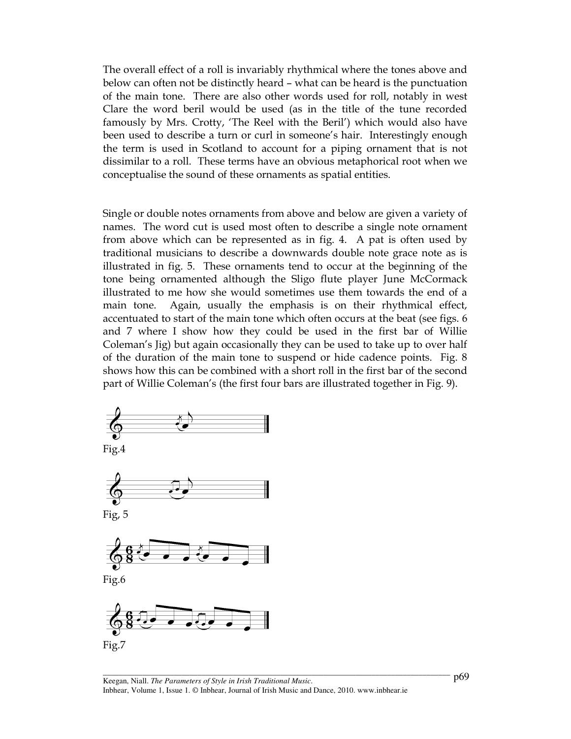The overall effect of a roll is invariably rhythmical where the tones above and below can often not be distinctly heard – what can be heard is the punctuation of the main tone. There are also other words used for roll, notably in west Clare the word beril would be used (as in the title of the tune recorded famously by Mrs. Crotty, 'The Reel with the Beril') which would also have been used to describe a turn or curl in someone's hair. Interestingly enough the term is used in Scotland to account for a piping ornament that is not dissimilar to a roll. These terms have an obvious metaphorical root when we conceptualise the sound of these ornaments as spatial entities.

Single or double notes ornaments from above and below are given a variety of names. The word cut is used most often to describe a single note ornament from above which can be represented as in fig. 4. A pat is often used by traditional musicians to describe a downwards double note grace note as is illustrated in fig. 5. These ornaments tend to occur at the beginning of the tone being ornamented although the Sligo flute player June McCormack illustrated to me how she would sometimes use them towards the end of a main tone. Again, usually the emphasis is on their rhythmical effect, accentuated to start of the main tone which often occurs at the beat (see figs. 6 and 7 where I show how they could be used in the first bar of Willie Coleman's Jig) but again occasionally they can be used to take up to over half of the duration of the main tone to suspend or hide cadence points. Fig. 8 shows how this can be combined with a short roll in the first bar of the second part of Willie Coleman's (the first four bars are illustrated together in Fig. 9).

Fig.4

Fig, 5

Fig.6

Fig.7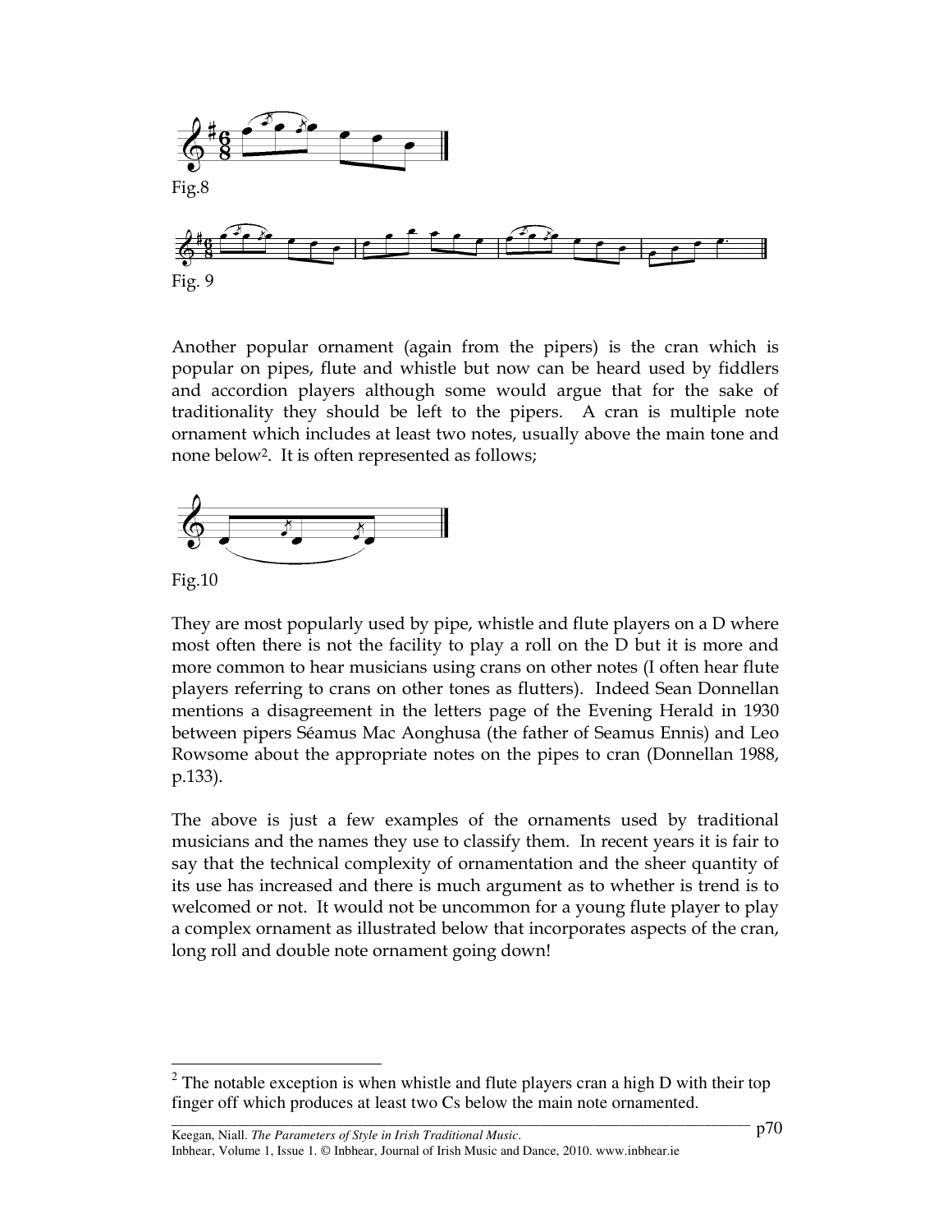Fig.8

Fig. 9

Another popular ornament (again from the pipers) is the cran which is popular on pipes, flute and whistle but now can be heard used by fiddlers and accordion players although some would argue that for the sake of traditionality they should be left to the pipers. A cran is multiple note ornament which includes at least two notes, usually above the main tone and none below[2]. It is often represented as follows;

Fig.10

They are most popularly used by pipe, whistle and flute players on a D where most often there is not the facility to play a roll on the D but it is more and more common to hear musicians using crans on other notes (I often hear flute players referring to crans on other tones as flutters). Indeed Sean Donnellan mentions a disagreement in the letters page of the Evening Herald in 1930 between pipers Séamus Mac Aonghusa (the father of Seamus Ennis) and Leo Rowsome about the appropriate notes on the pipes to cran (Donnellan 1988, p.133).

The above is just a few examples of the ornaments used by traditional musicians and the names they use to classify them. In recent years it is fair to say that the technical complexity of ornamentation and the sheer quantity of its use has increased and there is much argument as to whether is trend is to welcomed or not. It would not be uncommon for a young flute player to play a complex ornament as illustrated below that incorporates aspects of the cran, long roll and double note ornament going down!

[2] The notable exception is when whistle and flute players cran a high D with their top finger off which produces at least two Cs below the main note ornamented.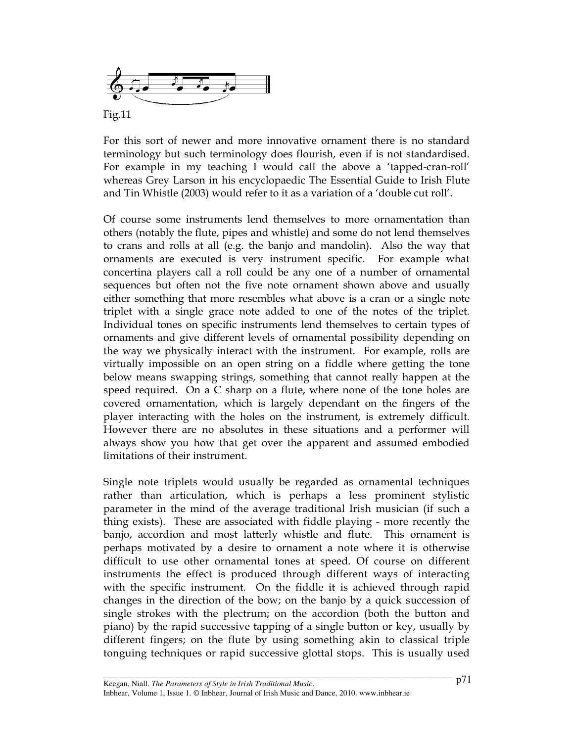Fig.11

For this sort of newer and more innovative ornament there is no standard terminology but such terminology does flourish, even if is not standardised. For example in my teaching I would call the above a 'tapped-cran-roll' whereas Grey Larson in his encyclopaedic The Essential Guide to Irish Flute and Tin Whistle (2003) would refer to it as a variation of a 'double cut roll'.

Of course some instruments lend themselves to more ornamentation than others (notably the flute, pipes and whistle) and some do not lend themselves to crans and rolls at all (e.g. the banjo and mandolin). Also the way that ornaments are executed is very instrument specific. For example what concertina players call a roll could be any one of a number of ornamental sequences but often not the five note ornament shown above and usually either something that more resembles what above is a cran or a single note triplet with a single grace note added to one of the notes of the triplet. Individual tones on specific instruments lend themselves to certain types of ornaments and give different levels of ornamental possibility depending on the way we physically interact with the instrument. For example, rolls are virtually impossible on an open string on a fiddle where getting the tone below means swapping strings, something that cannot really happen at the speed required. On a C sharp on a flute, where none of the tone holes are covered ornamentation, which is largely dependant on the fingers of the player interacting with the holes on the instrument, is extremely difficult. However there are no absolutes in these situations and a performer will always show you how that get over the apparent and assumed embodied limitations of their instrument.

Single note triplets would usually be regarded as ornamental techniques rather than articulation, which is perhaps a less prominent stylistic parameter in the mind of the average traditional Irish musician (if such a thing exists). These are associated with fiddle playing - more recently the banjo, accordion and most latterly whistle and flute. This ornament is perhaps motivated by a desire to ornament a note where it is otherwise difficult to use other ornamental tones at speed. Of course on different instruments the effect is produced through different ways of interacting with the specific instrument. On the fiddle it is achieved through rapid changes in the direction of the bow; on the banjo by a quick succession of single strokes with the plectrum; on the accordion (both the button and piano) by the rapid successive tapping of a single button or key, usually by different fingers; on the flute by using something akin to classical triple tonguing techniques or rapid successive glottal stops. This is usually used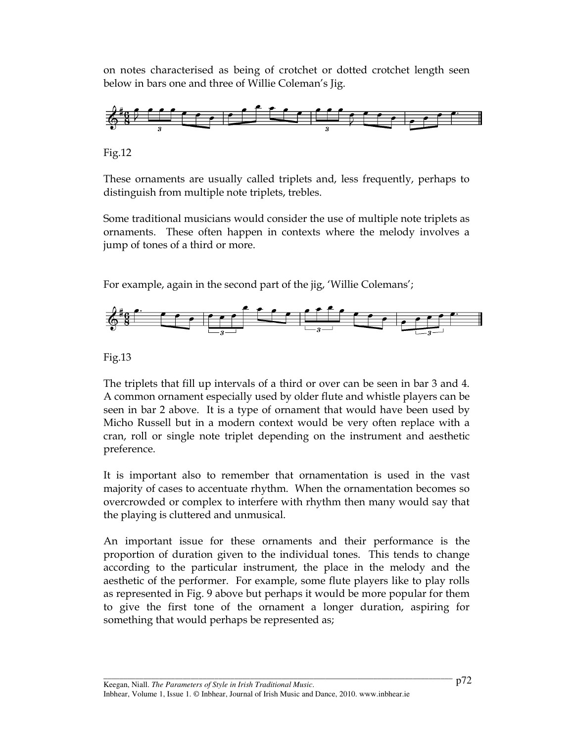on notes characterised as being of crotchet or dotted crotchet length seen below in bars one and three of Willie Coleman's Jig.

Fig.12

These ornaments are usually called triplets and, less frequently, perhaps to distinguish from multiple note triplets, trebles.

Some traditional musicians would consider the use of multiple note triplets as ornaments. These often happen in contexts where the melody involves a jump of tones of a third or more.

For example, again in the second part of the jig, 'Willie Colemans';

Fig.13

The triplets that fill up intervals of a third or over can be seen in bar 3 and 4. A common ornament especially used by older flute and whistle players can be seen in bar 2 above. It is a type of ornament that would have been used by Micho Russell but in a modern context would be very often replace with a cran, roll or single note triplet depending on the instrument and aesthetic preference.

It is important also to remember that ornamentation is used in the vast majority of cases to accentuate rhythm. When the ornamentation becomes so overcrowded or complex to interfere with rhythm then many would say that the playing is cluttered and unmusical.

An important issue for these ornaments and their performance is the proportion of duration given to the individual tones. This tends to change according to the particular instrument, the place in the melody and the aesthetic of the performer. For example, some flute players like to play rolls as represented in Fig. 9 above but perhaps it would be more popular for them to give the first tone of the ornament a longer duration, aspiring for something that would perhaps be represented as;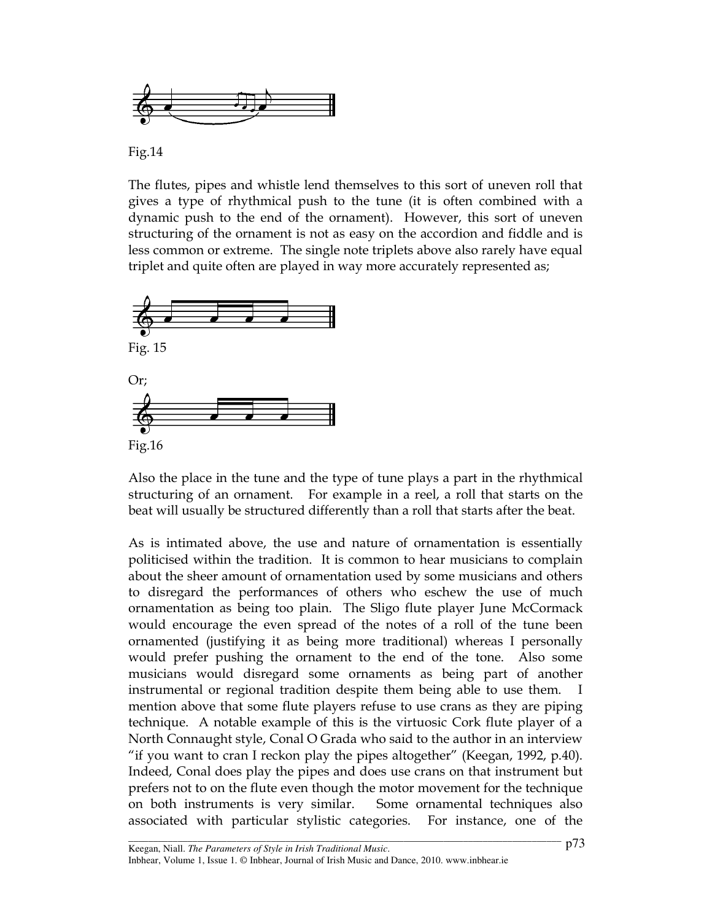Fig.14

The flutes, pipes and whistle lend themselves to this sort of uneven roll that gives a type of rhythmical push to the tune (it is often combined with a dynamic push to the end of the ornament). However, this sort of uneven structuring of the ornament is not as easy on the accordion and fiddle and is less common or extreme. The single note triplets above also rarely have equal triplet and quite often are played in way more accurately represented as;

Fig. 15

Or;

Fig.16

Also the place in the tune and the type of tune plays a part in the rhythmical structuring of an ornament. For example in a reel, a roll that starts on the beat will usually be structured differently than a roll that starts after the beat.

As is intimated above, the use and nature of ornamentation is essentially politicised within the tradition. It is common to hear musicians to complain about the sheer amount of ornamentation used by some musicians and others to disregard the performances of others who eschew the use of much ornamentation as being too plain. The Sligo flute player June McCormack would encourage the even spread of the notes of a roll of the tune been ornamented (justifying it as being more traditional) whereas I personally would prefer pushing the ornament to the end of the tone. Also some musicians would disregard some ornaments as being part of another instrumental or regional tradition despite them being able to use them. I mention above that some flute players refuse to use crans as they are piping technique. A notable example of this is the virtuosic Cork flute player of a North Connaught style, Conal O Grada who said to the author in an interview "if you want to cran I reckon play the pipes altogether" (Keegan, 1992, p.40). Indeed, Conal does play the pipes and does use crans on that instrument but prefers not to on the flute even though the motor movement for the technique on both instruments is very similar. Some ornamental techniques also associated with particular stylistic categories. For instance, one of the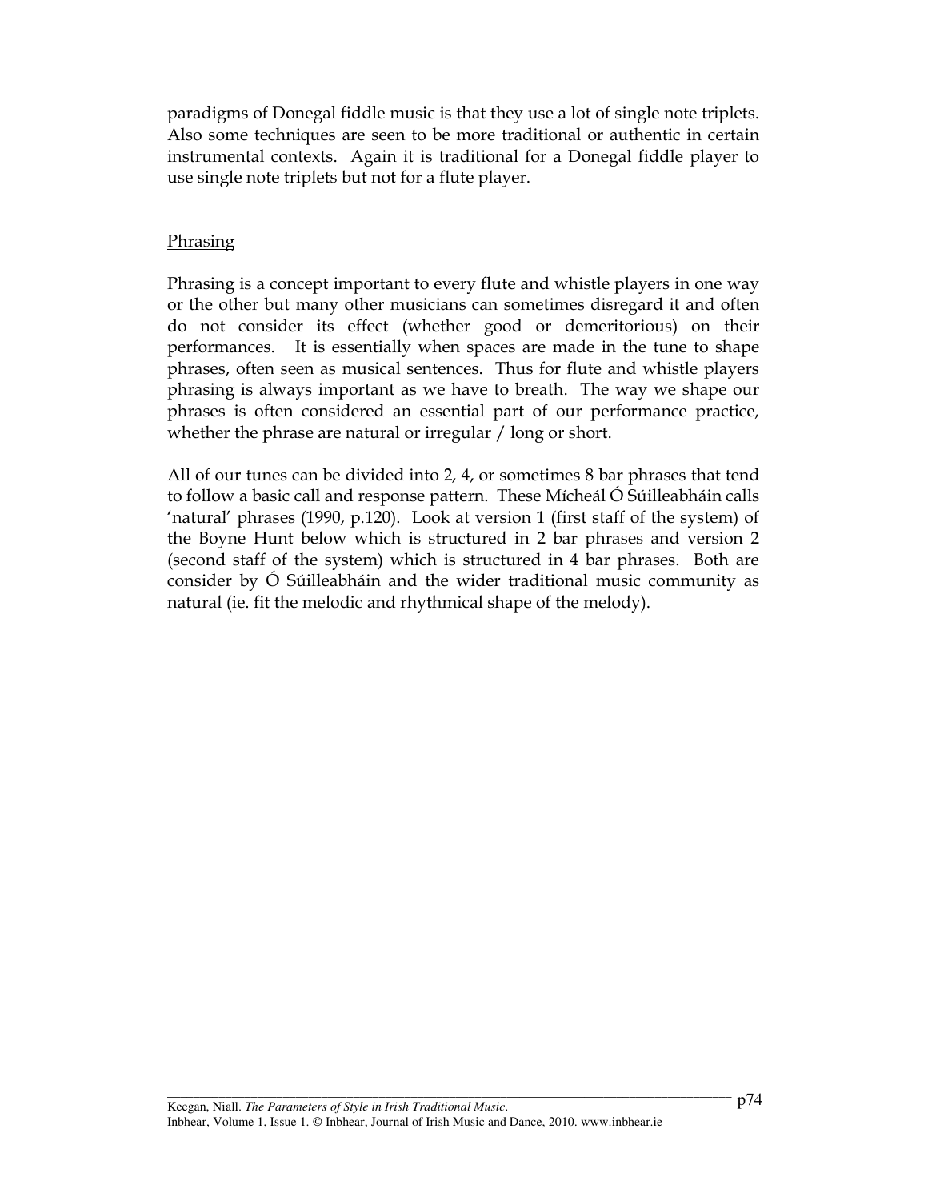paradigms of Donegal fiddle music is that they use a lot of single note triplets. Also some techniques are seen to be more traditional or authentic in certain instrumental contexts. Again it is traditional for a Donegal fiddle player to use single note triplets but not for a flute player.

## Phrasing

Phrasing is a concept important to every flute and whistle players in one way or the other but many other musicians can sometimes disregard it and often do not consider its effect (whether good or demeritorious) on their performances. It is essentially when spaces are made in the tune to shape phrases, often seen as musical sentences. Thus for flute and whistle players phrasing is always important as we have to breath. The way we shape our phrases is often considered an essential part of our performance practice, whether the phrase are natural or irregular / long or short.

All of our tunes can be divided into 2, 4, or sometimes 8 bar phrases that tend to follow a basic call and response pattern. These Mícheál Ó Súilleabháin calls 'natural' phrases (1990, p.120). Look at version 1 (first staff of the system) of the Boyne Hunt below which is structured in 2 bar phrases and version 2 (second staff of the system) which is structured in 4 bar phrases. Both are consider by Ó Súilleabháin and the wider traditional music community as natural (ie. fit the melodic and rhythmical shape of the melody).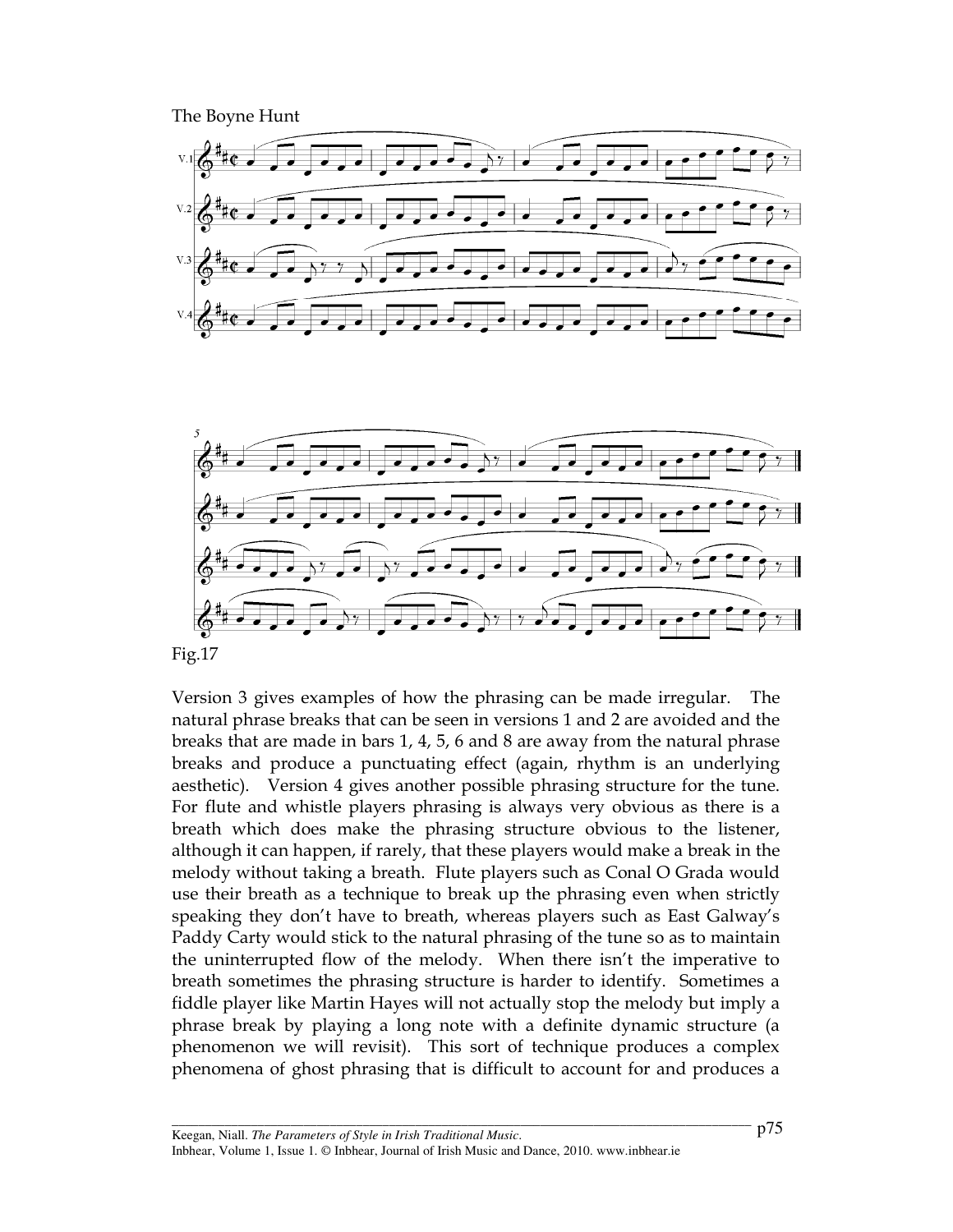The Boyne Hunt

Fig.17

Version 3 gives examples of how the phrasing can be made irregular. The natural phrase breaks that can be seen in versions 1 and 2 are avoided and the breaks that are made in bars 1, 4, 5, 6 and 8 are away from the natural phrase breaks and produce a punctuating effect (again, rhythm is an underlying aesthetic). Version 4 gives another possible phrasing structure for the tune. For flute and whistle players phrasing is always very obvious as there is a breath which does make the phrasing structure obvious to the listener, although it can happen, if rarely, that these players would make a break in the melody without taking a breath. Flute players such as Conal O Grada would use their breath as a technique to break up the phrasing even when strictly speaking they don't have to breath, whereas players such as East Galway's Paddy Carty would stick to the natural phrasing of the tune so as to maintain the uninterrupted flow of the melody. When there isn't the imperative to breath sometimes the phrasing structure is harder to identify. Sometimes a fiddle player like Martin Hayes will not actually stop the melody but imply a phrase break by playing a long note with a definite dynamic structure (a phenomenon we will revisit). This sort of technique produces a complex phenomena of ghost phrasing that is difficult to account for and produces a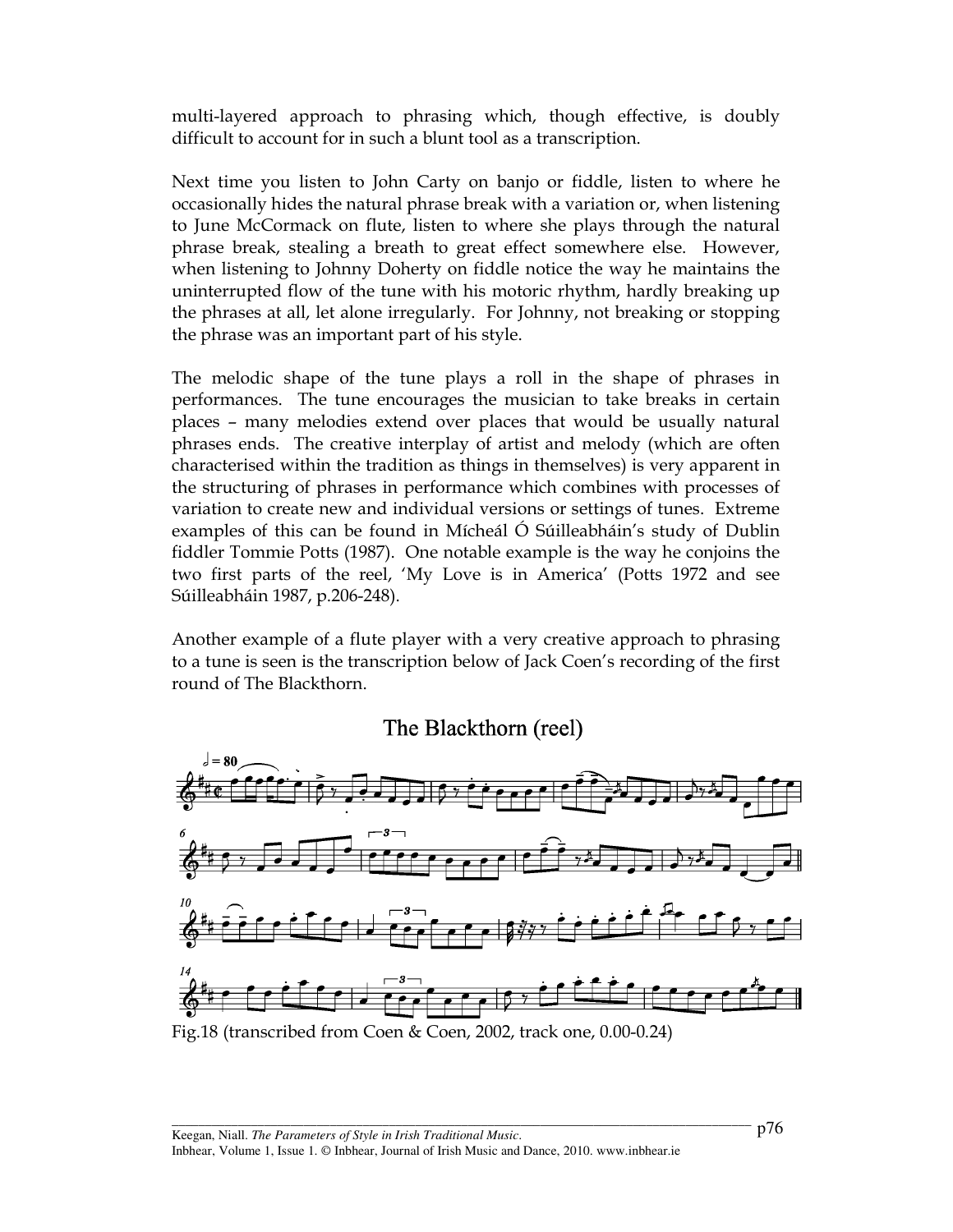multi-layered approach to phrasing which, though effective, is doubly difficult to account for in such a blunt tool as a transcription.

Next time you listen to John Carty on banjo or fiddle, listen to where he occasionally hides the natural phrase break with a variation or, when listening to June McCormack on flute, listen to where she plays through the natural phrase break, stealing a breath to great effect somewhere else. However, when listening to Johnny Doherty on fiddle notice the way he maintains the uninterrupted flow of the tune with his motoric rhythm, hardly breaking up the phrases at all, let alone irregularly. For Johnny, not breaking or stopping the phrase was an important part of his style.

The melodic shape of the tune plays a roll in the shape of phrases in performances. The tune encourages the musician to take breaks in certain places – many melodies extend over places that would be usually natural phrases ends. The creative interplay of artist and melody (which are often characterised within the tradition as things in themselves) is very apparent in the structuring of phrases in performance which combines with processes of variation to create new and individual versions or settings of tunes. Extreme examples of this can be found in Mícheál Ó Súilleabháin's study of Dublin fiddler Tommie Potts (1987). One notable example is the way he conjoins the two first parts of the reel, 'My Love is in America' (Potts 1972 and see Súilleabháin 1987, p.206-248).

Another example of a flute player with a very creative approach to phrasing to a tune is seen is the transcription below of Jack Coen's recording of the first round of The Blackthorn.

The Blackthorn (reel)

Fig.18 (transcribed from Coen & Coen, 2002, track one, 0.00-0.24)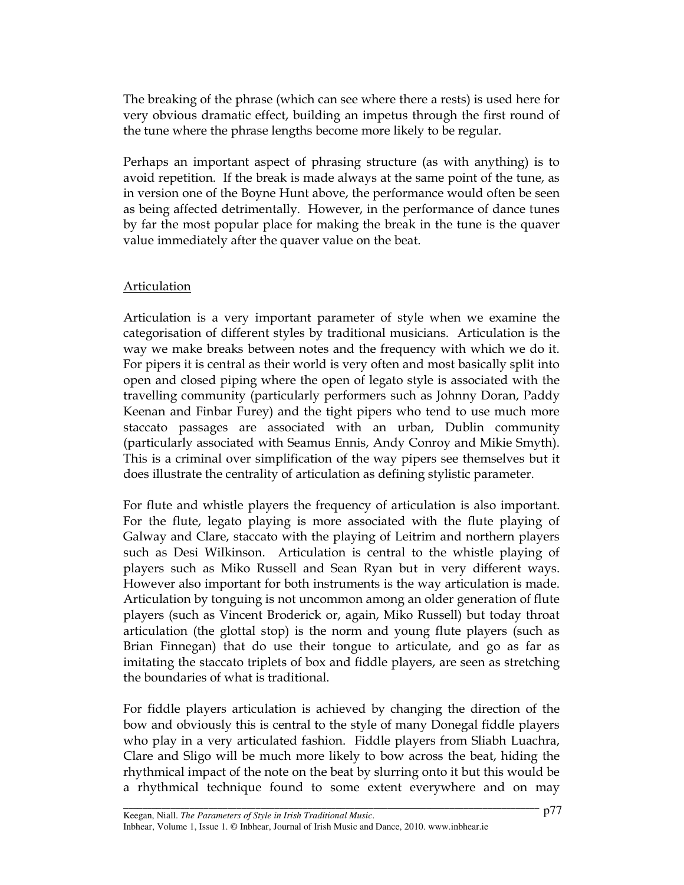The breaking of the phrase (which can see where there a rests) is used here for very obvious dramatic effect, building an impetus through the first round of the tune where the phrase lengths become more likely to be regular.

Perhaps an important aspect of phrasing structure (as with anything) is to avoid repetition. If the break is made always at the same point of the tune, as in version one of the Boyne Hunt above, the performance would often be seen as being affected detrimentally. However, in the performance of dance tunes by far the most popular place for making the break in the tune is the quaver value immediately after the quaver value on the beat.

## Articulation

Articulation is a very important parameter of style when we examine the categorisation of different styles by traditional musicians. Articulation is the way we make breaks between notes and the frequency with which we do it. For pipers it is central as their world is very often and most basically split into open and closed piping where the open of legato style is associated with the travelling community (particularly performers such as Johnny Doran, Paddy Keenan and Finbar Furey) and the tight pipers who tend to use much more staccato passages are associated with an urban, Dublin community (particularly associated with Seamus Ennis, Andy Conroy and Mikie Smyth). This is a criminal over simplification of the way pipers see themselves but it does illustrate the centrality of articulation as defining stylistic parameter.

For flute and whistle players the frequency of articulation is also important. For the flute, legato playing is more associated with the flute playing of Galway and Clare, staccato with the playing of Leitrim and northern players such as Desi Wilkinson. Articulation is central to the whistle playing of players such as Miko Russell and Sean Ryan but in very different ways. However also important for both instruments is the way articulation is made. Articulation by tonguing is not uncommon among an older generation of flute players (such as Vincent Broderick or, again, Miko Russell) but today throat articulation (the glottal stop) is the norm and young flute players (such as Brian Finnegan) that do use their tongue to articulate, and go as far as imitating the staccato triplets of box and fiddle players, are seen as stretching the boundaries of what is traditional.

For fiddle players articulation is achieved by changing the direction of the bow and obviously this is central to the style of many Donegal fiddle players who play in a very articulated fashion. Fiddle players from Sliabh Luachra, Clare and Sligo will be much more likely to bow across the beat, hiding the rhythmical impact of the note on the beat by slurring onto it but this would be a rhythmical technique found to some extent everywhere and on may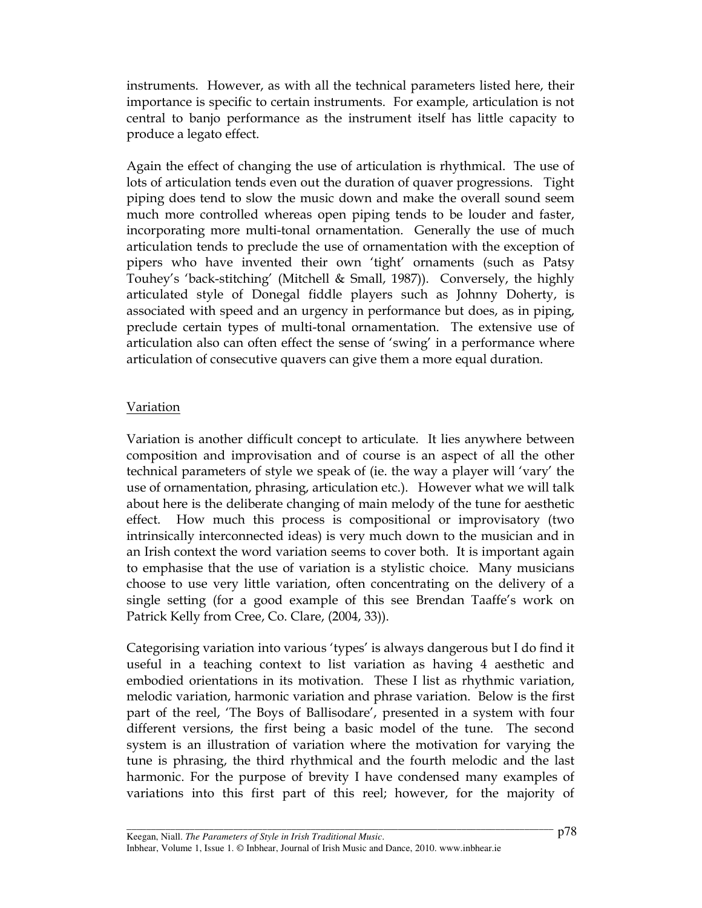instruments. However, as with all the technical parameters listed here, their importance is specific to certain instruments. For example, articulation is not central to banjo performance as the instrument itself has little capacity to produce a legato effect.

Again the effect of changing the use of articulation is rhythmical. The use of lots of articulation tends even out the duration of quaver progressions. Tight piping does tend to slow the music down and make the overall sound seem much more controlled whereas open piping tends to be louder and faster, incorporating more multi-tonal ornamentation. Generally the use of much articulation tends to preclude the use of ornamentation with the exception of pipers who have invented their own 'tight' ornaments (such as Patsy Touhey's 'back-stitching' (Mitchell & Small, 1987)). Conversely, the highly articulated style of Donegal fiddle players such as Johnny Doherty, is associated with speed and an urgency in performance but does, as in piping, preclude certain types of multi-tonal ornamentation. The extensive use of articulation also can often effect the sense of 'swing' in a performance where articulation of consecutive quavers can give them a more equal duration.

## Variation

Variation is another difficult concept to articulate. It lies anywhere between composition and improvisation and of course is an aspect of all the other technical parameters of style we speak of (ie. the way a player will 'vary' the use of ornamentation, phrasing, articulation etc.). However what we will talk about here is the deliberate changing of main melody of the tune for aesthetic effect. How much this process is compositional or improvisatory (two intrinsically interconnected ideas) is very much down to the musician and in an Irish context the word variation seems to cover both. It is important again to emphasise that the use of variation is a stylistic choice. Many musicians choose to use very little variation, often concentrating on the delivery of a single setting (for a good example of this see Brendan Taaffe's work on Patrick Kelly from Cree, Co. Clare, (2004, 33)).

Categorising variation into various 'types' is always dangerous but I do find it useful in a teaching context to list variation as having 4 aesthetic and embodied orientations in its motivation. These I list as rhythmic variation, melodic variation, harmonic variation and phrase variation. Below is the first part of the reel, 'The Boys of Ballisodare', presented in a system with four different versions, the first being a basic model of the tune. The second system is an illustration of variation where the motivation for varying the tune is phrasing, the third rhythmical and the fourth melodic and the last harmonic. For the purpose of brevity I have condensed many examples of variations into this first part of this reel; however, for the majority of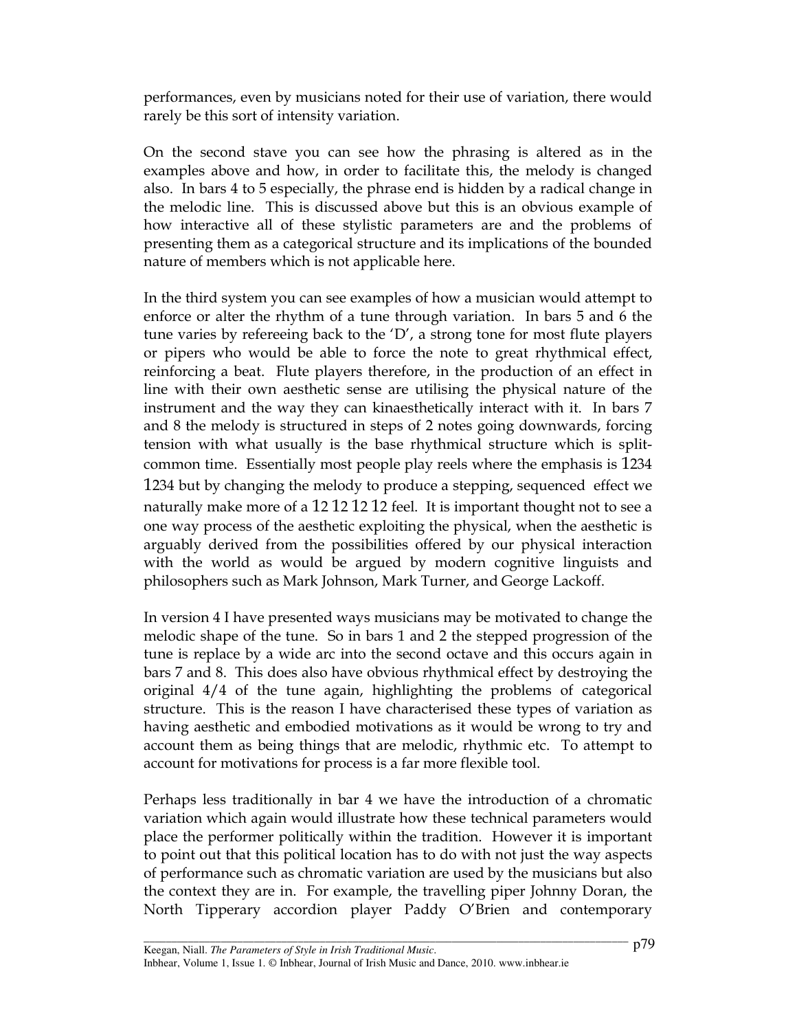performances, even by musicians noted for their use of variation, there would rarely be this sort of intensity variation.

On the second stave you can see how the phrasing is altered as in the examples above and how, in order to facilitate this, the melody is changed also. In bars 4 to 5 especially, the phrase end is hidden by a radical change in the melodic line. This is discussed above but this is an obvious example of how interactive all of these stylistic parameters are and the problems of presenting them as a categorical structure and its implications of the bounded nature of members which is not applicable here.

In the third system you can see examples of how a musician would attempt to enforce or alter the rhythm of a tune through variation. In bars 5 and 6 the tune varies by refereeing back to the 'D', a strong tone for most flute players or pipers who would be able to force the note to great rhythmical effect, reinforcing a beat. Flute players therefore, in the production of an effect in line with their own aesthetic sense are utilising the physical nature of the instrument and the way they can kinaesthetically interact with it. In bars 7 and 8 the melody is structured in steps of 2 notes going downwards, forcing tension with what usually is the base rhythmical structure which is split-common time. Essentially most people play reels where the emphasis is 1234 1234 but by changing the melody to produce a stepping, sequenced effect we naturally make more of a 12 12 12 12 feel. It is important thought not to see a one way process of the aesthetic exploiting the physical, when the aesthetic is arguably derived from the possibilities offered by our physical interaction with the world as would be argued by modern cognitive linguists and philosophers such as Mark Johnson, Mark Turner, and George Lackoff.

In version 4 I have presented ways musicians may be motivated to change the melodic shape of the tune. So in bars 1 and 2 the stepped progression of the tune is replace by a wide arc into the second octave and this occurs again in bars 7 and 8. This does also have obvious rhythmical effect by destroying the original 4/4 of the tune again, highlighting the problems of categorical structure. This is the reason I have characterised these types of variation as having aesthetic and embodied motivations as it would be wrong to try and account them as being things that are melodic, rhythmic etc. To attempt to account for motivations for process is a far more flexible tool.

Perhaps less traditionally in bar 4 we have the introduction of a chromatic variation which again would illustrate how these technical parameters would place the performer politically within the tradition. However it is important to point out that this political location has to do with not just the way aspects of performance such as chromatic variation are used by the musicians but also the context they are in. For example, the travelling piper Johnny Doran, the North Tipperary accordion player Paddy O'Brien and contemporary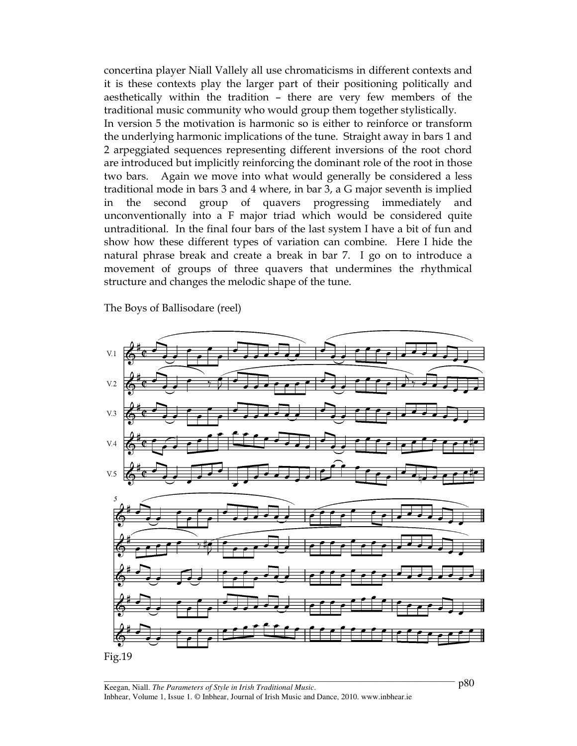concertina player Niall Vallely all use chromaticisms in different contexts and it is these contexts play the larger part of their positioning politically and aesthetically within the tradition – there are very few members of the traditional music community who would group them together stylistically.

In version 5 the motivation is harmonic so is either to reinforce or transform the underlying harmonic implications of the tune. Straight away in bars 1 and 2 arpeggiated sequences representing different inversions of the root chord are introduced but implicitly reinforcing the dominant role of the root in those two bars. Again we move into what would generally be considered a less traditional mode in bars 3 and 4 where, in bar 3, a G major seventh is implied in the second group of quavers progressing immediately and unconventionally into a F major triad which would be considered quite untraditional. In the final four bars of the last system I have a bit of fun and show how these different types of variation can combine. Here I hide the natural phrase break and create a break in bar 7. I go on to introduce a movement of groups of three quavers that undermines the rhythmical structure and changes the melodic shape of the tune.

The Boys of Ballisodare (reel)

Fig.19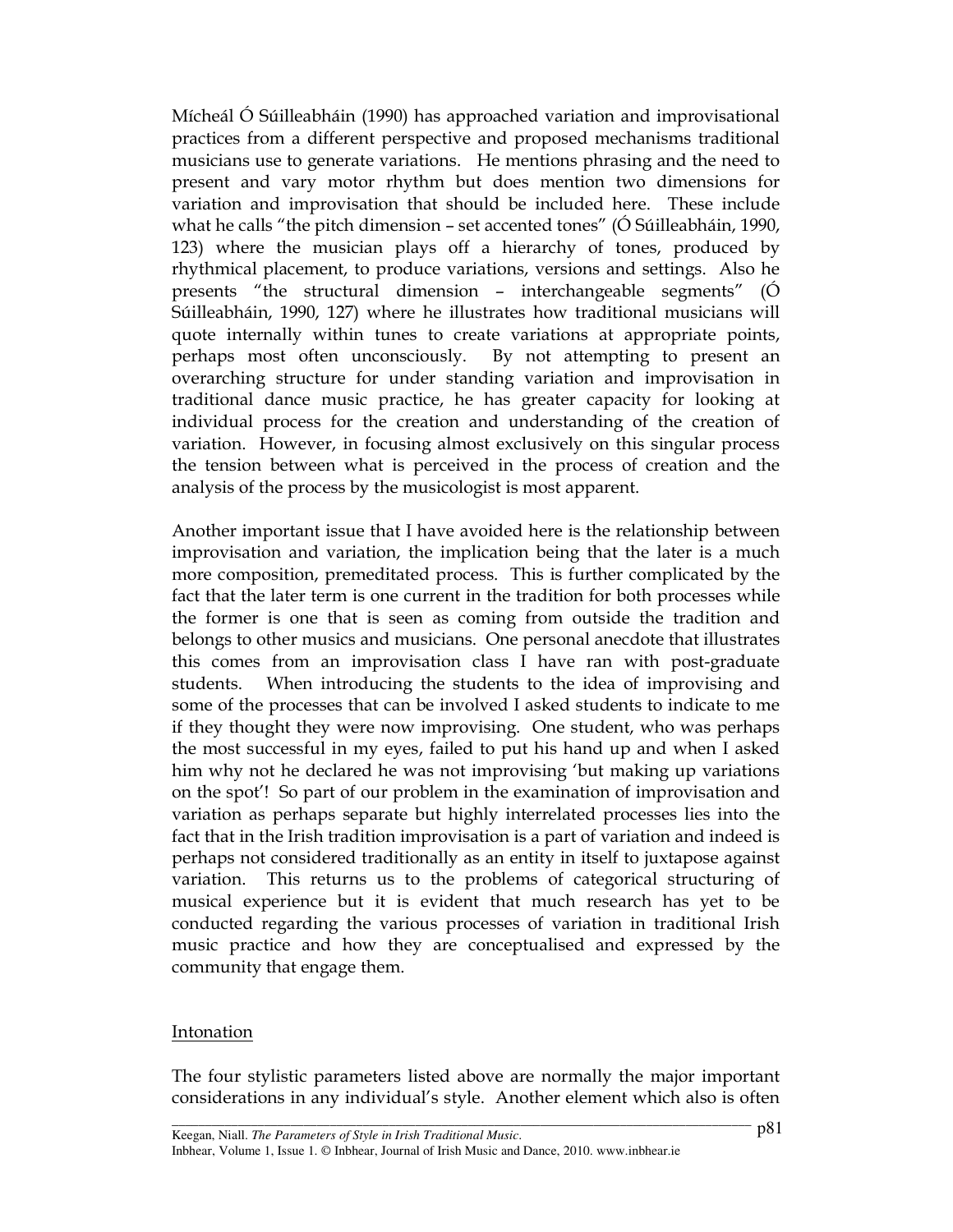Mícheál Ó Súilleabháin (1990) has approached variation and improvisational practices from a different perspective and proposed mechanisms traditional musicians use to generate variations. He mentions phrasing and the need to present and vary motor rhythm but does mention two dimensions for variation and improvisation that should be included here. These include what he calls "the pitch dimension – set accented tones" (Ó Súilleabháin, 1990, 123) where the musician plays off a hierarchy of tones, produced by rhythmical placement, to produce variations, versions and settings. Also he presents "the structural dimension – interchangeable segments" (Ó Súilleabháin, 1990, 127) where he illustrates how traditional musicians will quote internally within tunes to create variations at appropriate points, perhaps most often unconsciously. By not attempting to present an overarching structure for under standing variation and improvisation in traditional dance music practice, he has greater capacity for looking at individual process for the creation and understanding of the creation of variation. However, in focusing almost exclusively on this singular process the tension between what is perceived in the process of creation and the analysis of the process by the musicologist is most apparent.

Another important issue that I have avoided here is the relationship between improvisation and variation, the implication being that the later is a much more composition, premeditated process. This is further complicated by the fact that the later term is one current in the tradition for both processes while the former is one that is seen as coming from outside the tradition and belongs to other musics and musicians. One personal anecdote that illustrates this comes from an improvisation class I have ran with post-graduate students. When introducing the students to the idea of improvising and some of the processes that can be involved I asked students to indicate to me if they thought they were now improvising. One student, who was perhaps the most successful in my eyes, failed to put his hand up and when I asked him why not he declared he was not improvising 'but making up variations on the spot'! So part of our problem in the examination of improvisation and variation as perhaps separate but highly interrelated processes lies into the fact that in the Irish tradition improvisation is a part of variation and indeed is perhaps not considered traditionally as an entity in itself to juxtapose against variation. This returns us to the problems of categorical structuring of musical experience but it is evident that much research has yet to be conducted regarding the various processes of variation in traditional Irish music practice and how they are conceptualised and expressed by the community that engage them.

## Intonation

The four stylistic parameters listed above are normally the major important considerations in any individual's style. Another element which also is often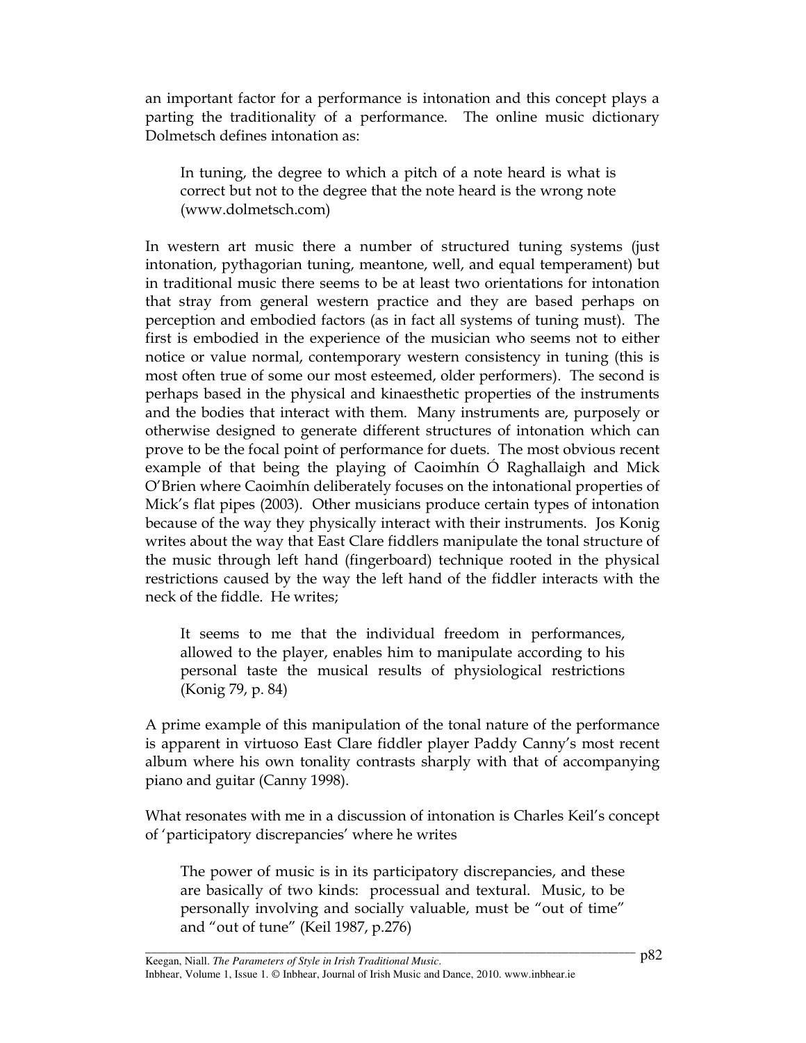an important factor for a performance is intonation and this concept plays a parting the traditionality of a performance. The online music dictionary Dolmetsch defines intonation as:

> In tuning, the degree to which a pitch of a note heard is what is correct but not to the degree that the note heard is the wrong note (www.dolmetsch.com)

In western art music there a number of structured tuning systems (just intonation, pythagorian tuning, meantone, well, and equal temperament) but in traditional music there seems to be at least two orientations for intonation that stray from general western practice and they are based perhaps on perception and embodied factors (as in fact all systems of tuning must). The first is embodied in the experience of the musician who seems not to either notice or value normal, contemporary western consistency in tuning (this is most often true of some our most esteemed, older performers). The second is perhaps based in the physical and kinaesthetic properties of the instruments and the bodies that interact with them. Many instruments are, purposely or otherwise designed to generate different structures of intonation which can prove to be the focal point of performance for duets. The most obvious recent example of that being the playing of Caoimhín Ó Raghallaigh and Mick O'Brien where Caoimhín deliberately focuses on the intonational properties of Mick's flat pipes (2003). Other musicians produce certain types of intonation because of the way they physically interact with their instruments. Jos Konig writes about the way that East Clare fiddlers manipulate the tonal structure of the music through left hand (fingerboard) technique rooted in the physical restrictions caused by the way the left hand of the fiddler interacts with the neck of the fiddle. He writes;

> It seems to me that the individual freedom in performances, allowed to the player, enables him to manipulate according to his personal taste the musical results of physiological restrictions (Konig 79, p. 84)

A prime example of this manipulation of the tonal nature of the performance is apparent in virtuoso East Clare fiddler player Paddy Canny's most recent album where his own tonality contrasts sharply with that of accompanying piano and guitar (Canny 1998).

What resonates with me in a discussion of intonation is Charles Keil's concept of 'participatory discrepancies' where he writes

> The power of music is in its participatory discrepancies, and these are basically of two kinds: processual and textural. Music, to be personally involving and socially valuable, must be "out of time" and "out of tune" (Keil 1987, p.276)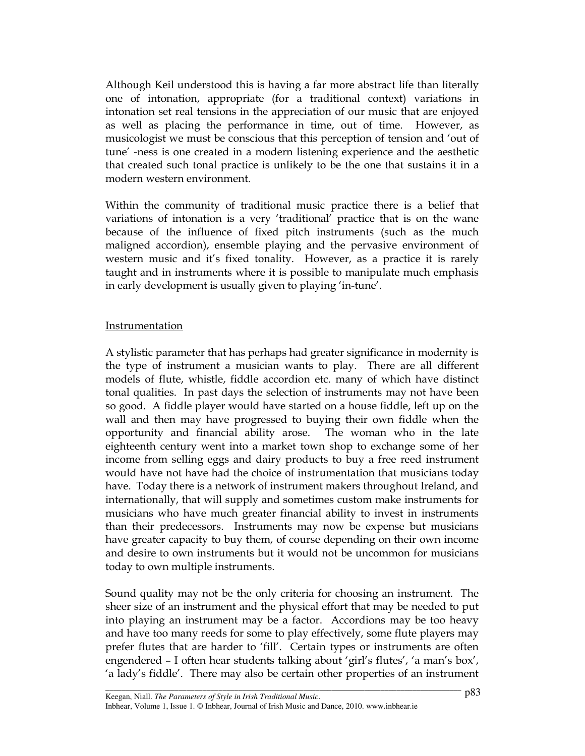Although Keil understood this is having a far more abstract life than literally one of intonation, appropriate (for a traditional context) variations in intonation set real tensions in the appreciation of our music that are enjoyed as well as placing the performance in time, out of time. However, as musicologist we must be conscious that this perception of tension and 'out of tune' -ness is one created in a modern listening experience and the aesthetic that created such tonal practice is unlikely to be the one that sustains it in a modern western environment.

Within the community of traditional music practice there is a belief that variations of intonation is a very 'traditional' practice that is on the wane because of the influence of fixed pitch instruments (such as the much maligned accordion), ensemble playing and the pervasive environment of western music and it's fixed tonality. However, as a practice it is rarely taught and in instruments where it is possible to manipulate much emphasis in early development is usually given to playing 'in-tune'.

## Instrumentation

A stylistic parameter that has perhaps had greater significance in modernity is the type of instrument a musician wants to play. There are all different models of flute, whistle, fiddle accordion etc. many of which have distinct tonal qualities. In past days the selection of instruments may not have been so good. A fiddle player would have started on a house fiddle, left up on the wall and then may have progressed to buying their own fiddle when the opportunity and financial ability arose. The woman who in the late eighteenth century went into a market town shop to exchange some of her income from selling eggs and dairy products to buy a free reed instrument would have not have had the choice of instrumentation that musicians today have. Today there is a network of instrument makers throughout Ireland, and internationally, that will supply and sometimes custom make instruments for musicians who have much greater financial ability to invest in instruments than their predecessors. Instruments may now be expense but musicians have greater capacity to buy them, of course depending on their own income and desire to own instruments but it would not be uncommon for musicians today to own multiple instruments.

Sound quality may not be the only criteria for choosing an instrument. The sheer size of an instrument and the physical effort that may be needed to put into playing an instrument may be a factor. Accordions may be too heavy and have too many reeds for some to play effectively, some flute players may prefer flutes that are harder to 'fill'. Certain types or instruments are often engendered – I often hear students talking about 'girl's flutes', 'a man's box', 'a lady's fiddle'. There may also be certain other properties of an instrument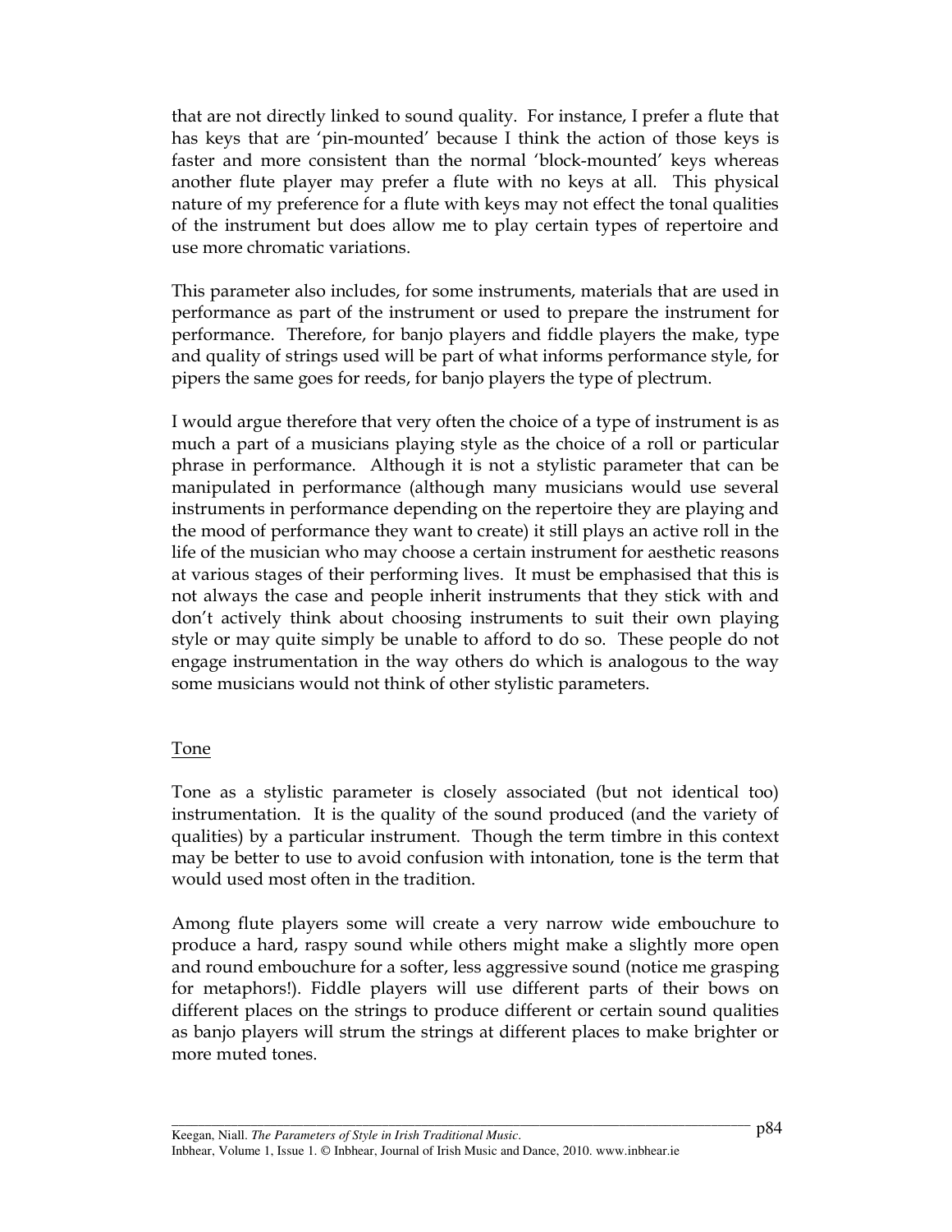that are not directly linked to sound quality. For instance, I prefer a flute that has keys that are 'pin-mounted' because I think the action of those keys is faster and more consistent than the normal 'block-mounted' keys whereas another flute player may prefer a flute with no keys at all. This physical nature of my preference for a flute with keys may not effect the tonal qualities of the instrument but does allow me to play certain types of repertoire and use more chromatic variations.

This parameter also includes, for some instruments, materials that are used in performance as part of the instrument or used to prepare the instrument for performance. Therefore, for banjo players and fiddle players the make, type and quality of strings used will be part of what informs performance style, for pipers the same goes for reeds, for banjo players the type of plectrum.

I would argue therefore that very often the choice of a type of instrument is as much a part of a musicians playing style as the choice of a roll or particular phrase in performance. Although it is not a stylistic parameter that can be manipulated in performance (although many musicians would use several instruments in performance depending on the repertoire they are playing and the mood of performance they want to create) it still plays an active roll in the life of the musician who may choose a certain instrument for aesthetic reasons at various stages of their performing lives. It must be emphasised that this is not always the case and people inherit instruments that they stick with and don't actively think about choosing instruments to suit their own playing style or may quite simply be unable to afford to do so. These people do not engage instrumentation in the way others do which is analogous to the way some musicians would not think of other stylistic parameters.

## Tone

Tone as a stylistic parameter is closely associated (but not identical too) instrumentation. It is the quality of the sound produced (and the variety of qualities) by a particular instrument. Though the term timbre in this context may be better to use to avoid confusion with intonation, tone is the term that would used most often in the tradition.

Among flute players some will create a very narrow wide embouchure to produce a hard, raspy sound while others might make a slightly more open and round embouchure for a softer, less aggressive sound (notice me grasping for metaphors!). Fiddle players will use different parts of their bows on different places on the strings to produce different or certain sound qualities as banjo players will strum the strings at different places to make brighter or more muted tones.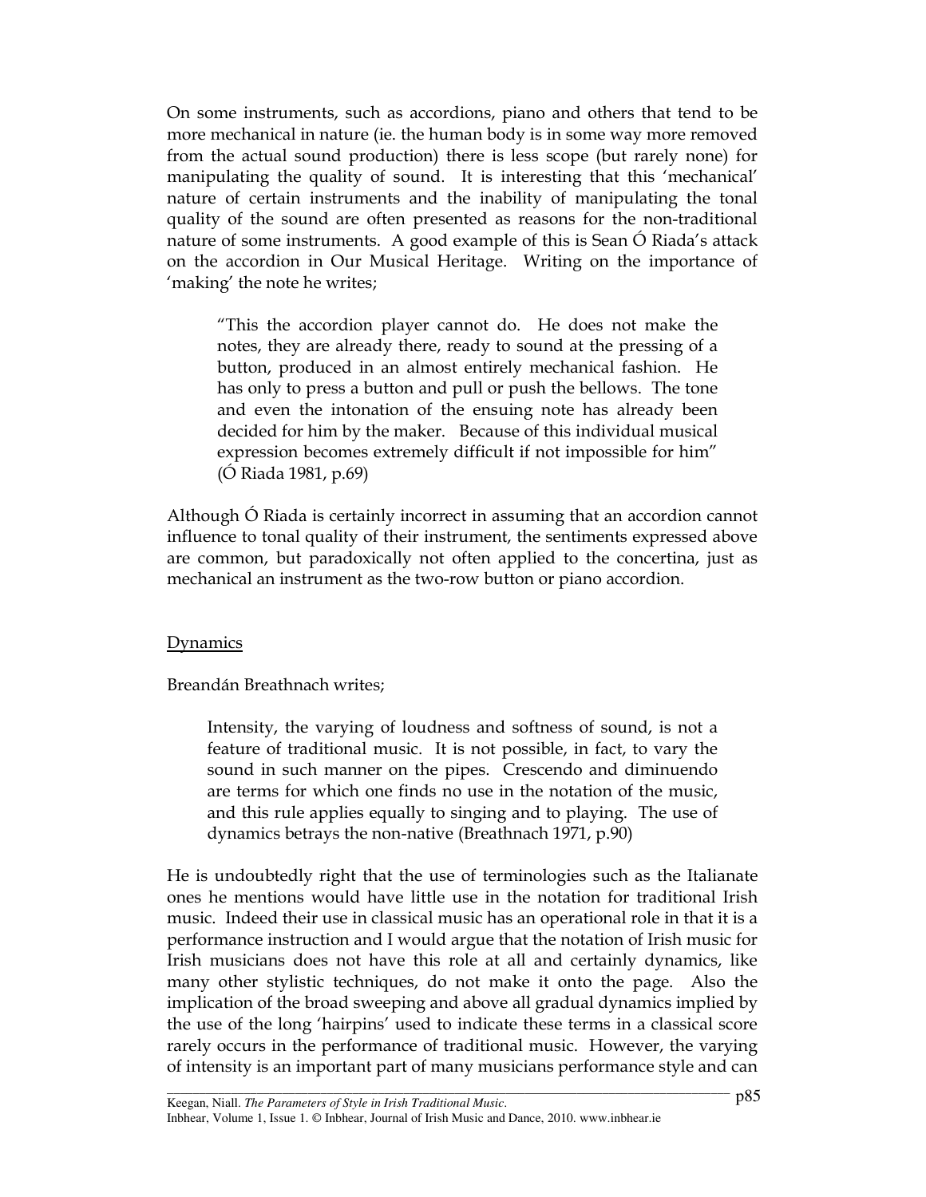On some instruments, such as accordions, piano and others that tend to be more mechanical in nature (ie. the human body is in some way more removed from the actual sound production) there is less scope (but rarely none) for manipulating the quality of sound. It is interesting that this 'mechanical' nature of certain instruments and the inability of manipulating the tonal quality of the sound are often presented as reasons for the non-traditional nature of some instruments. A good example of this is Sean Ó Riada's attack on the accordion in Our Musical Heritage. Writing on the importance of 'making' the note he writes;

> "This the accordion player cannot do. He does not make the notes, they are already there, ready to sound at the pressing of a button, produced in an almost entirely mechanical fashion. He has only to press a button and pull or push the bellows. The tone and even the intonation of the ensuing note has already been decided for him by the maker. Because of this individual musical expression becomes extremely difficult if not impossible for him" (Ó Riada 1981, p.69)

Although Ó Riada is certainly incorrect in assuming that an accordion cannot influence to tonal quality of their instrument, the sentiments expressed above are common, but paradoxically not often applied to the concertina, just as mechanical an instrument as the two-row button or piano accordion.

## Dynamics

Breandán Breathnach writes;

> Intensity, the varying of loudness and softness of sound, is not a feature of traditional music. It is not possible, in fact, to vary the sound in such manner on the pipes. Crescendo and diminuendo are terms for which one finds no use in the notation of the music, and this rule applies equally to singing and to playing. The use of dynamics betrays the non-native (Breathnach 1971, p.90)

He is undoubtedly right that the use of terminologies such as the Italianate ones he mentions would have little use in the notation for traditional Irish music. Indeed their use in classical music has an operational role in that it is a performance instruction and I would argue that the notation of Irish music for Irish musicians does not have this role at all and certainly dynamics, like many other stylistic techniques, do not make it onto the page. Also the implication of the broad sweeping and above all gradual dynamics implied by the use of the long 'hairpins' used to indicate these terms in a classical score rarely occurs in the performance of traditional music. However, the varying of intensity is an important part of many musicians performance style and can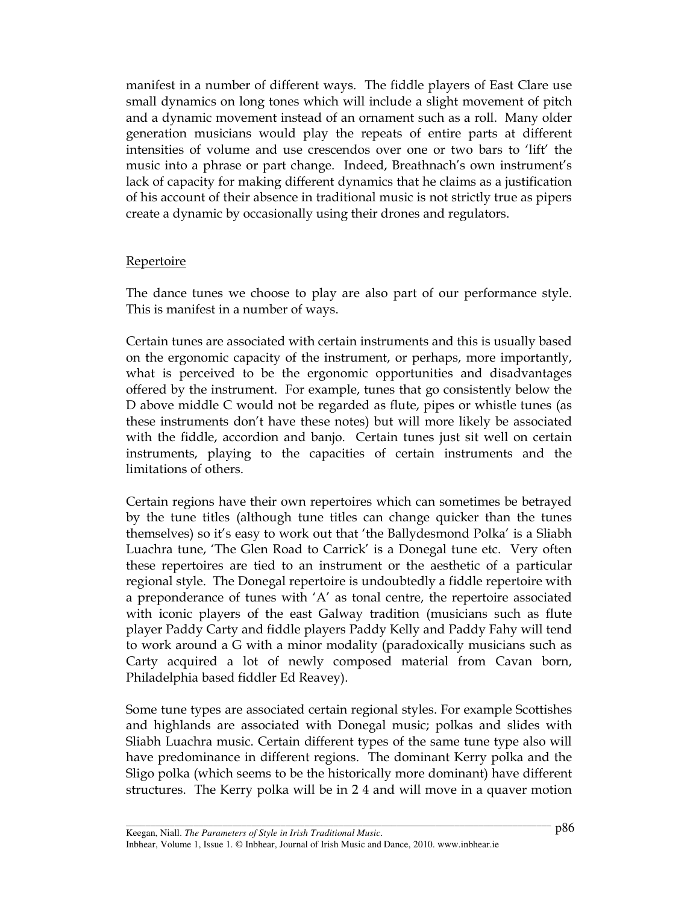manifest in a number of different ways. The fiddle players of East Clare use small dynamics on long tones which will include a slight movement of pitch and a dynamic movement instead of an ornament such as a roll. Many older generation musicians would play the repeats of entire parts at different intensities of volume and use crescendos over one or two bars to 'lift' the music into a phrase or part change. Indeed, Breathnach's own instrument's lack of capacity for making different dynamics that he claims as a justification of his account of their absence in traditional music is not strictly true as pipers create a dynamic by occasionally using their drones and regulators.

## Repertoire

The dance tunes we choose to play are also part of our performance style. This is manifest in a number of ways.

Certain tunes are associated with certain instruments and this is usually based on the ergonomic capacity of the instrument, or perhaps, more importantly, what is perceived to be the ergonomic opportunities and disadvantages offered by the instrument. For example, tunes that go consistently below the D above middle C would not be regarded as flute, pipes or whistle tunes (as these instruments don't have these notes) but will more likely be associated with the fiddle, accordion and banjo. Certain tunes just sit well on certain instruments, playing to the capacities of certain instruments and the limitations of others.

Certain regions have their own repertoires which can sometimes be betrayed by the tune titles (although tune titles can change quicker than the tunes themselves) so it's easy to work out that 'the Ballydesmond Polka' is a Sliabh Luachra tune, 'The Glen Road to Carrick' is a Donegal tune etc. Very often these repertoires are tied to an instrument or the aesthetic of a particular regional style. The Donegal repertoire is undoubtedly a fiddle repertoire with a preponderance of tunes with 'A' as tonal centre, the repertoire associated with iconic players of the east Galway tradition (musicians such as flute player Paddy Carty and fiddle players Paddy Kelly and Paddy Fahy will tend to work around a G with a minor modality (paradoxically musicians such as Carty acquired a lot of newly composed material from Cavan born, Philadelphia based fiddler Ed Reavey).

Some tune types are associated certain regional styles. For example Scottishes and highlands are associated with Donegal music; polkas and slides with Sliabh Luachra music. Certain different types of the same tune type also will have predominance in different regions. The dominant Kerry polka and the Sligo polka (which seems to be the historically more dominant) have different structures. The Kerry polka will be in 2 4 and will move in a quaver motion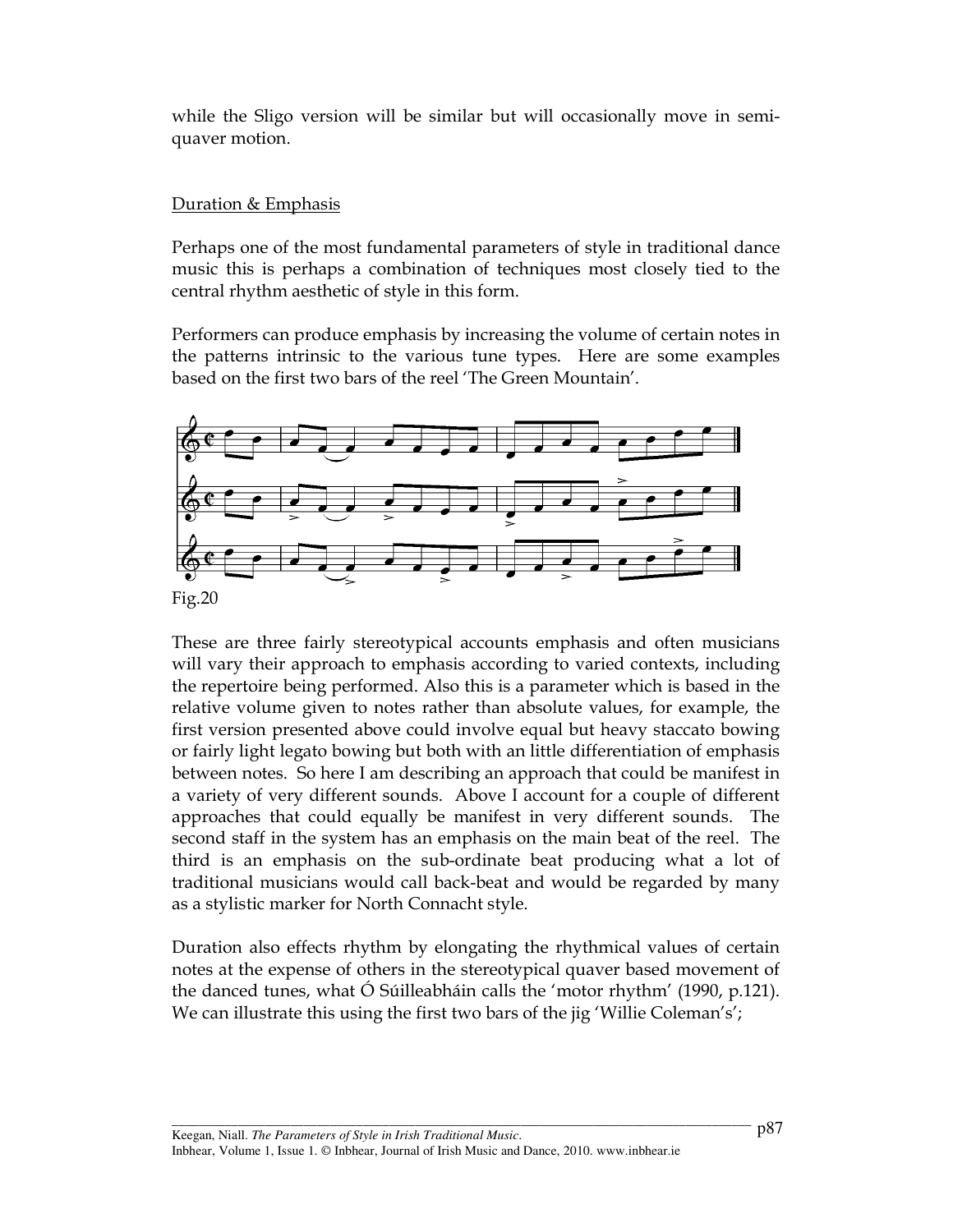while the Sligo version will be similar but will occasionally move in semi-quaver motion.

Duration & Emphasis

Perhaps one of the most fundamental parameters of style in traditional dance music this is perhaps a combination of techniques most closely tied to the central rhythm aesthetic of style in this form.

Performers can produce emphasis by increasing the volume of certain notes in the patterns intrinsic to the various tune types. Here are some examples based on the first two bars of the reel 'The Green Mountain'.

Fig.20

These are three fairly stereotypical accounts emphasis and often musicians will vary their approach to emphasis according to varied contexts, including the repertoire being performed. Also this is a parameter which is based in the relative volume given to notes rather than absolute values, for example, the first version presented above could involve equal but heavy staccato bowing or fairly light legato bowing but both with an little differentiation of emphasis between notes. So here I am describing an approach that could be manifest in a variety of very different sounds. Above I account for a couple of different approaches that could equally be manifest in very different sounds. The second staff in the system has an emphasis on the main beat of the reel. The third is an emphasis on the sub-ordinate beat producing what a lot of traditional musicians would call back-beat and would be regarded by many as a stylistic marker for North Connacht style.

Duration also effects rhythm by elongating the rhythmical values of certain notes at the expense of others in the stereotypical quaver based movement of the danced tunes, what Ó Súilleabháin calls the 'motor rhythm' (1990, p.121). We can illustrate this using the first two bars of the jig 'Willie Coleman's';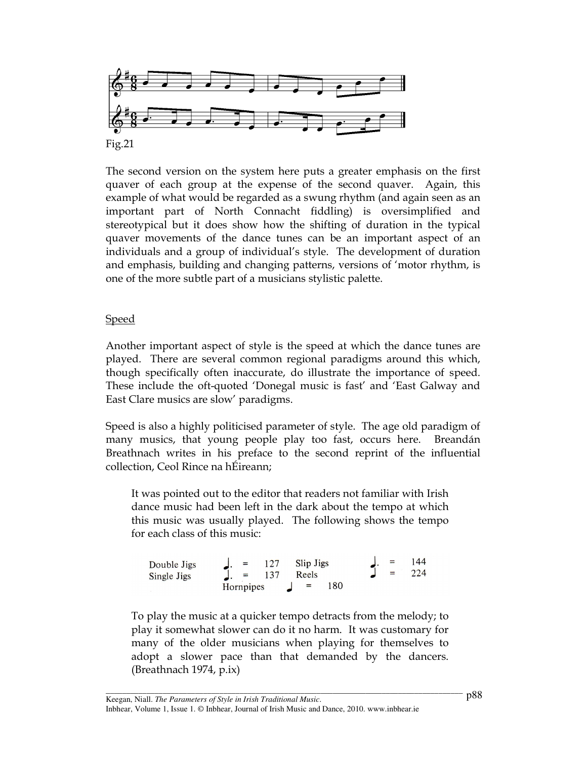Fig.21

The second version on the system here puts a greater emphasis on the first quaver of each group at the expense of the second quaver. Again, this example of what would be regarded as a swung rhythm (and again seen as an important part of North Connacht fiddling) is oversimplified and stereotypical but it does show how the shifting of duration in the typical quaver movements of the dance tunes can be an important aspect of an individuals and a group of individual's style. The development of duration and emphasis, building and changing patterns, versions of 'motor rhythm, is one of the more subtle part of a musicians stylistic palette.

## Speed

Another important aspect of style is the speed at which the dance tunes are played. There are several common regional paradigms around this which, though specifically often inaccurate, do illustrate the importance of speed. These include the oft-quoted 'Donegal music is fast' and 'East Galway and East Clare musics are slow' paradigms.

Speed is also a highly politicised parameter of style. The age old paradigm of many musics, that young people play too fast, occurs here. Breandán Breathnach writes in his preface to the second reprint of the influential collection, Ceol Rince na hÉireann;

> It was pointed out to the editor that readers not familiar with Irish dance music had been left in the dark about the tempo at which this music was usually played. The following shows the tempo for each class of this music:
>
> | | | | |
> |---|---|---|---|
> | Double Jigs | ♩. = 127 | Slip Jigs | ♩. = 144 |
> | Single Jigs | ♩. = 137 | Reels | ♩ = 224 |
> | Hornpipes | ♩ = 180 | | |
>
> To play the music at a quicker tempo detracts from the melody; to play it somewhat slower can do it no harm. It was customary for many of the older musicians when playing for themselves to adopt a slower pace than that demanded by the dancers. (Breathnach 1974, p.ix)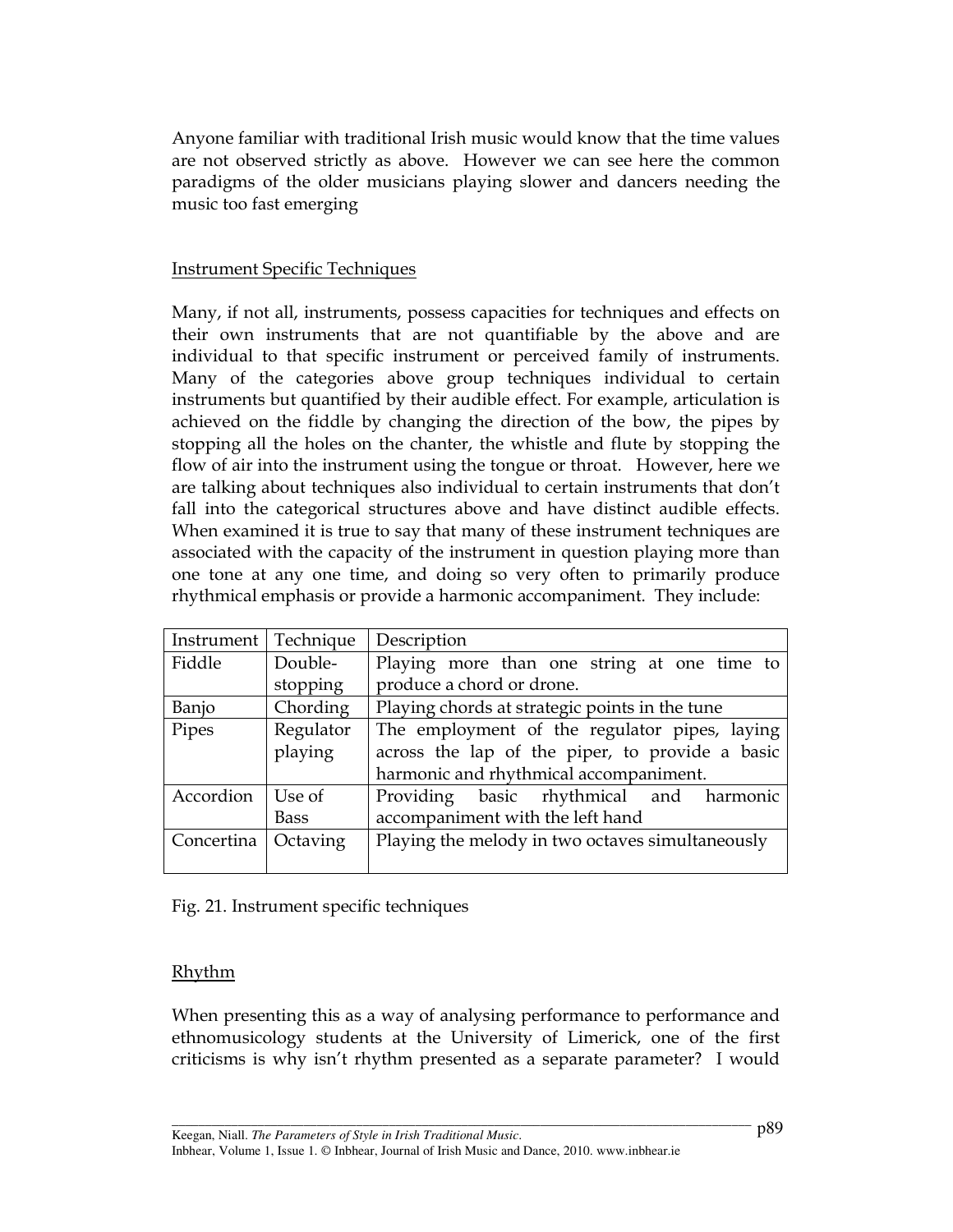Anyone familiar with traditional Irish music would know that the time values are not observed strictly as above. However we can see here the common paradigms of the older musicians playing slower and dancers needing the music too fast emerging

## Instrument Specific Techniques

Many, if not all, instruments, possess capacities for techniques and effects on their own instruments that are not quantifiable by the above and are individual to that specific instrument or perceived family of instruments. Many of the categories above group techniques individual to certain instruments but quantified by their audible effect. For example, articulation is achieved on the fiddle by changing the direction of the bow, the pipes by stopping all the holes on the chanter, the whistle and flute by stopping the flow of air into the instrument using the tongue or throat. However, here we are talking about techniques also individual to certain instruments that don't fall into the categorical structures above and have distinct audible effects. When examined it is true to say that many of these instrument techniques are associated with the capacity of the instrument in question playing more than one tone at any one time, and doing so very often to primarily produce rhythmical emphasis or provide a harmonic accompaniment. They include:

| Instrument | Technique | Description |
|---|---|---|
| Fiddle | Double-stopping | Playing more than one string at one time to produce a chord or drone. |
| Banjo | Chording | Playing chords at strategic points in the tune |
| Pipes | Regulator playing | The employment of the regulator pipes, laying across the lap of the piper, to provide a basic harmonic and rhythmical accompaniment. |
| Accordion | Use of Bass | Providing basic rhythmical and harmonic accompaniment with the left hand |
| Concertina | Octaving | Playing the melody in two octaves simultaneously |

Fig. 21. Instrument specific techniques

## Rhythm

When presenting this as a way of analysing performance to performance and ethnomusicology students at the University of Limerick, one of the first criticisms is why isn't rhythm presented as a separate parameter? I would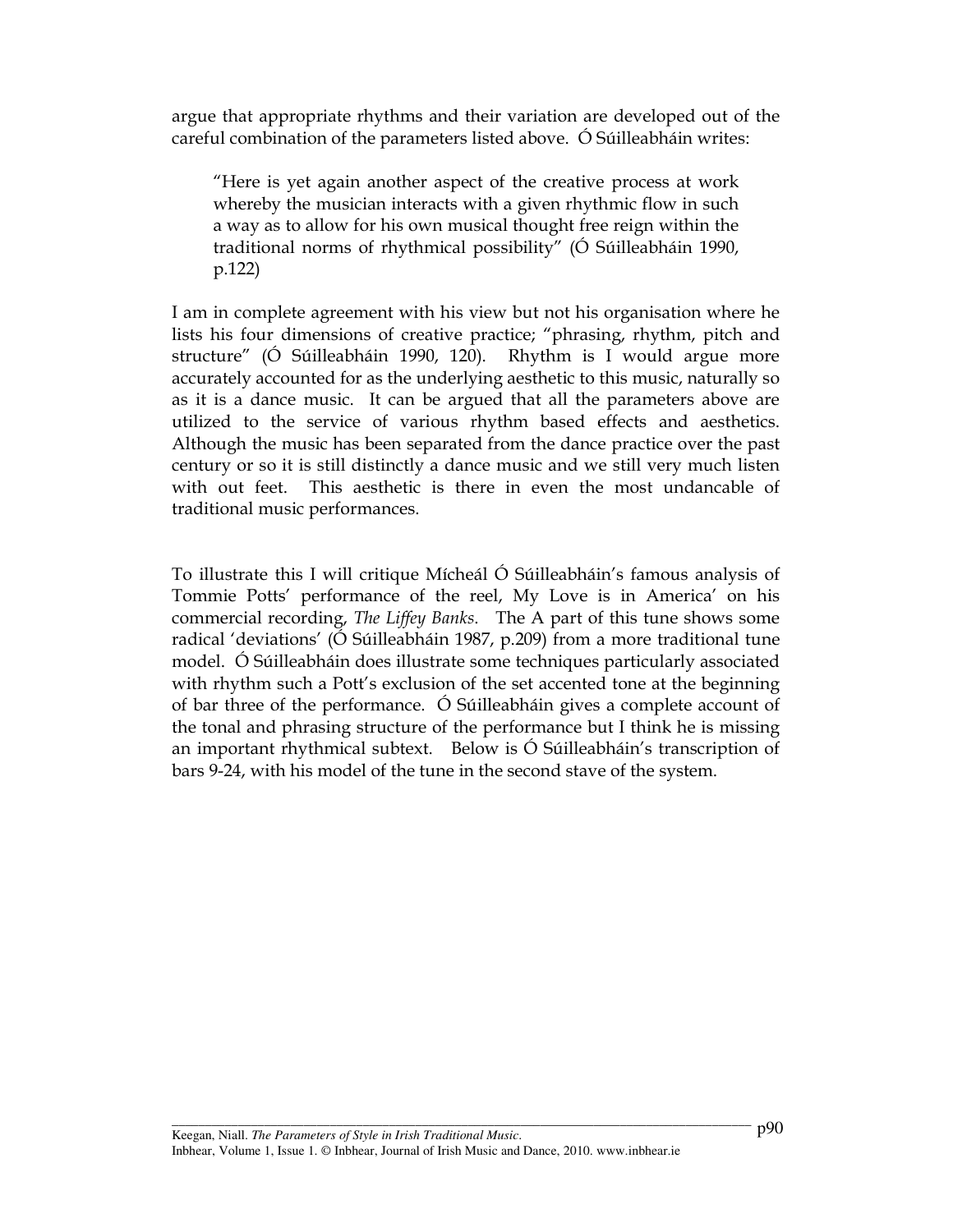argue that appropriate rhythms and their variation are developed out of the careful combination of the parameters listed above. Ó Súilleabháin writes:

> "Here is yet again another aspect of the creative process at work whereby the musician interacts with a given rhythmic flow in such a way as to allow for his own musical thought free reign within the traditional norms of rhythmical possibility" (Ó Súilleabháin 1990, p.122)

I am in complete agreement with his view but not his organisation where he lists his four dimensions of creative practice; "phrasing, rhythm, pitch and structure" (Ó Súilleabháin 1990, 120). Rhythm is I would argue more accurately accounted for as the underlying aesthetic to this music, naturally so as it is a dance music. It can be argued that all the parameters above are utilized to the service of various rhythm based effects and aesthetics. Although the music has been separated from the dance practice over the past century or so it is still distinctly a dance music and we still very much listen with out feet. This aesthetic is there in even the most undancable of traditional music performances.

To illustrate this I will critique Mícheál Ó Súilleabháin's famous analysis of Tommie Potts' performance of the reel, My Love is in America' on his commercial recording, *The Liffey Banks*. The A part of this tune shows some radical 'deviations' (Ó Súilleabháin 1987, p.209) from a more traditional tune model. Ó Súilleabháin does illustrate some techniques particularly associated with rhythm such a Pott's exclusion of the set accented tone at the beginning of bar three of the performance. Ó Súilleabháin gives a complete account of the tonal and phrasing structure of the performance but I think he is missing an important rhythmical subtext. Below is Ó Súilleabháin's transcription of bars 9-24, with his model of the tune in the second stave of the system.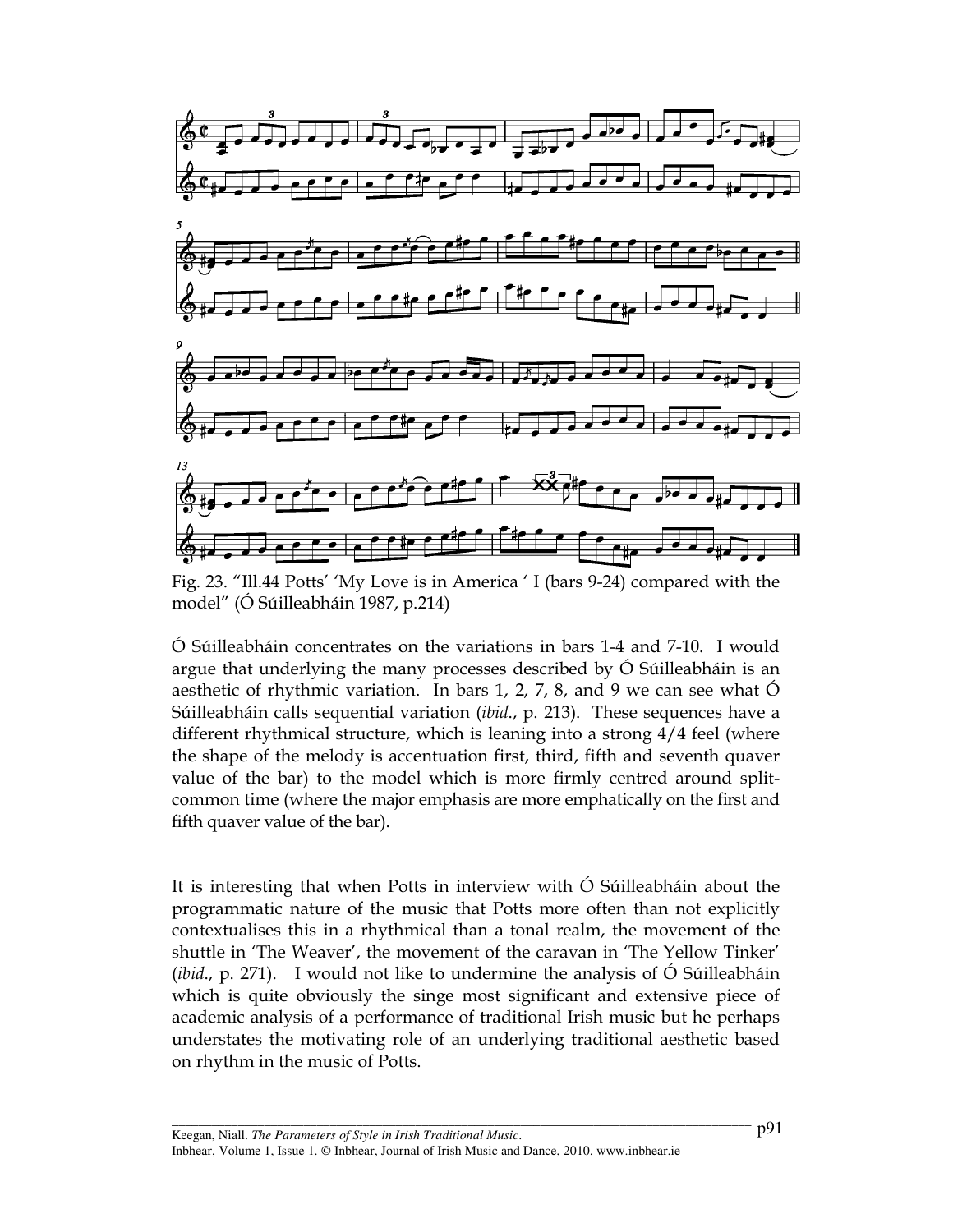Fig. 23. "Ill.44 Potts' 'My Love is in America ' I (bars 9-24) compared with the model" (Ó Súilleabháin 1987, p.214)

Ó Súilleabháin concentrates on the variations in bars 1-4 and 7-10. I would argue that underlying the many processes described by Ó Súilleabháin is an aesthetic of rhythmic variation. In bars 1, 2, 7, 8, and 9 we can see what Ó Súilleabháin calls sequential variation (*ibid*., p. 213). These sequences have a different rhythmical structure, which is leaning into a strong 4/4 feel (where the shape of the melody is accentuation first, third, fifth and seventh quaver value of the bar) to the model which is more firmly centred around split-common time (where the major emphasis are more emphatically on the first and fifth quaver value of the bar).

It is interesting that when Potts in interview with Ó Súilleabháin about the programmatic nature of the music that Potts more often than not explicitly contextualises this in a rhythmical than a tonal realm, the movement of the shuttle in 'The Weaver', the movement of the caravan in 'The Yellow Tinker' (*ibid*., p. 271). I would not like to undermine the analysis of Ó Súilleabháin which is quite obviously the singe most significant and extensive piece of academic analysis of a performance of traditional Irish music but he perhaps understates the motivating role of an underlying traditional aesthetic based on rhythm in the music of Potts.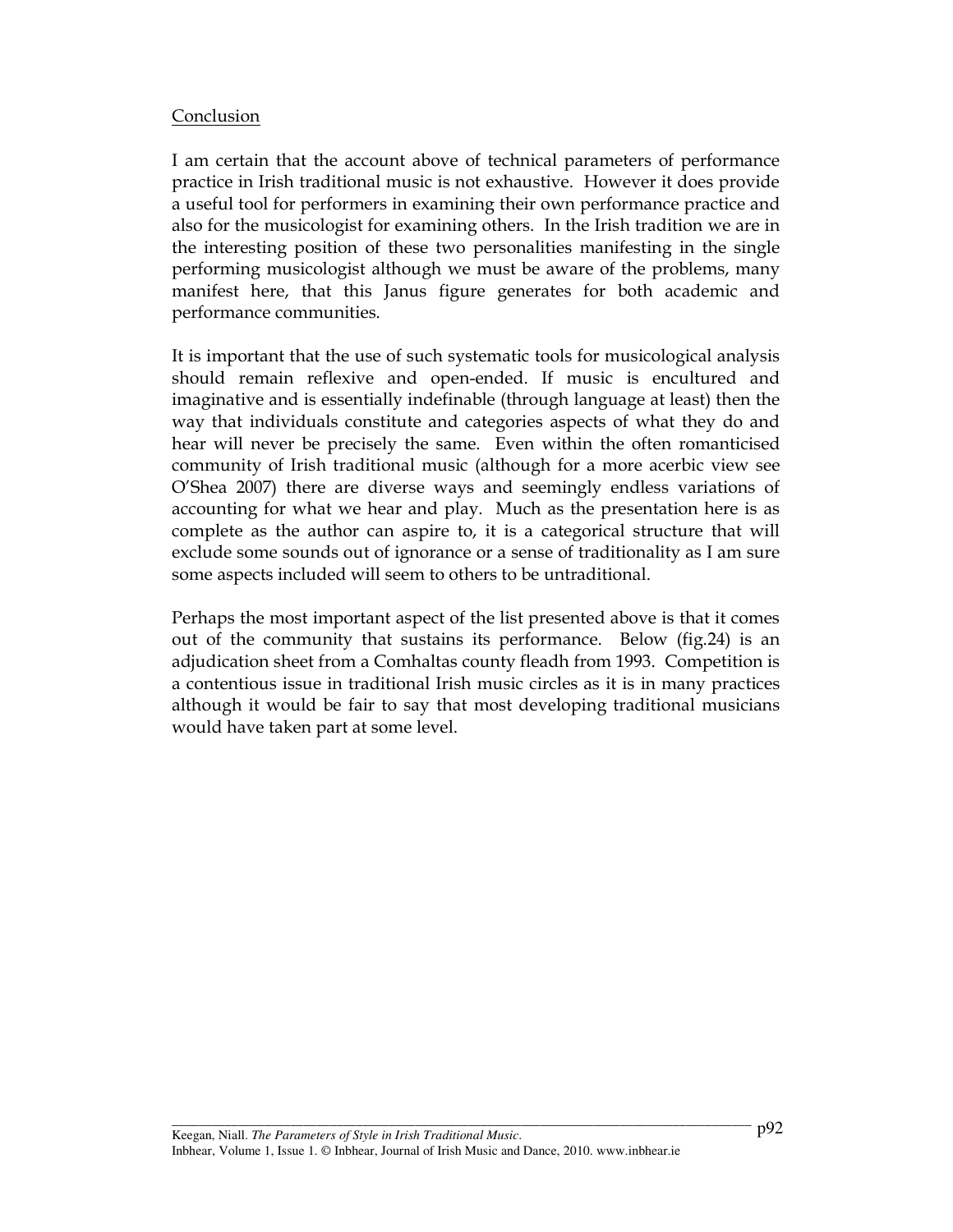## Conclusion

I am certain that the account above of technical parameters of performance practice in Irish traditional music is not exhaustive. However it does provide a useful tool for performers in examining their own performance practice and also for the musicologist for examining others. In the Irish tradition we are in the interesting position of these two personalities manifesting in the single performing musicologist although we must be aware of the problems, many manifest here, that this Janus figure generates for both academic and performance communities.

It is important that the use of such systematic tools for musicological analysis should remain reflexive and open-ended. If music is encultured and imaginative and is essentially indefinable (through language at least) then the way that individuals constitute and categories aspects of what they do and hear will never be precisely the same. Even within the often romanticised community of Irish traditional music (although for a more acerbic view see O'Shea 2007) there are diverse ways and seemingly endless variations of accounting for what we hear and play. Much as the presentation here is as complete as the author can aspire to, it is a categorical structure that will exclude some sounds out of ignorance or a sense of traditionality as I am sure some aspects included will seem to others to be untraditional.

Perhaps the most important aspect of the list presented above is that it comes out of the community that sustains its performance. Below (fig.24) is an adjudication sheet from a Comhaltas county fleadh from 1993. Competition is a contentious issue in traditional Irish music circles as it is in many practices although it would be fair to say that most developing traditional musicians would have taken part at some level.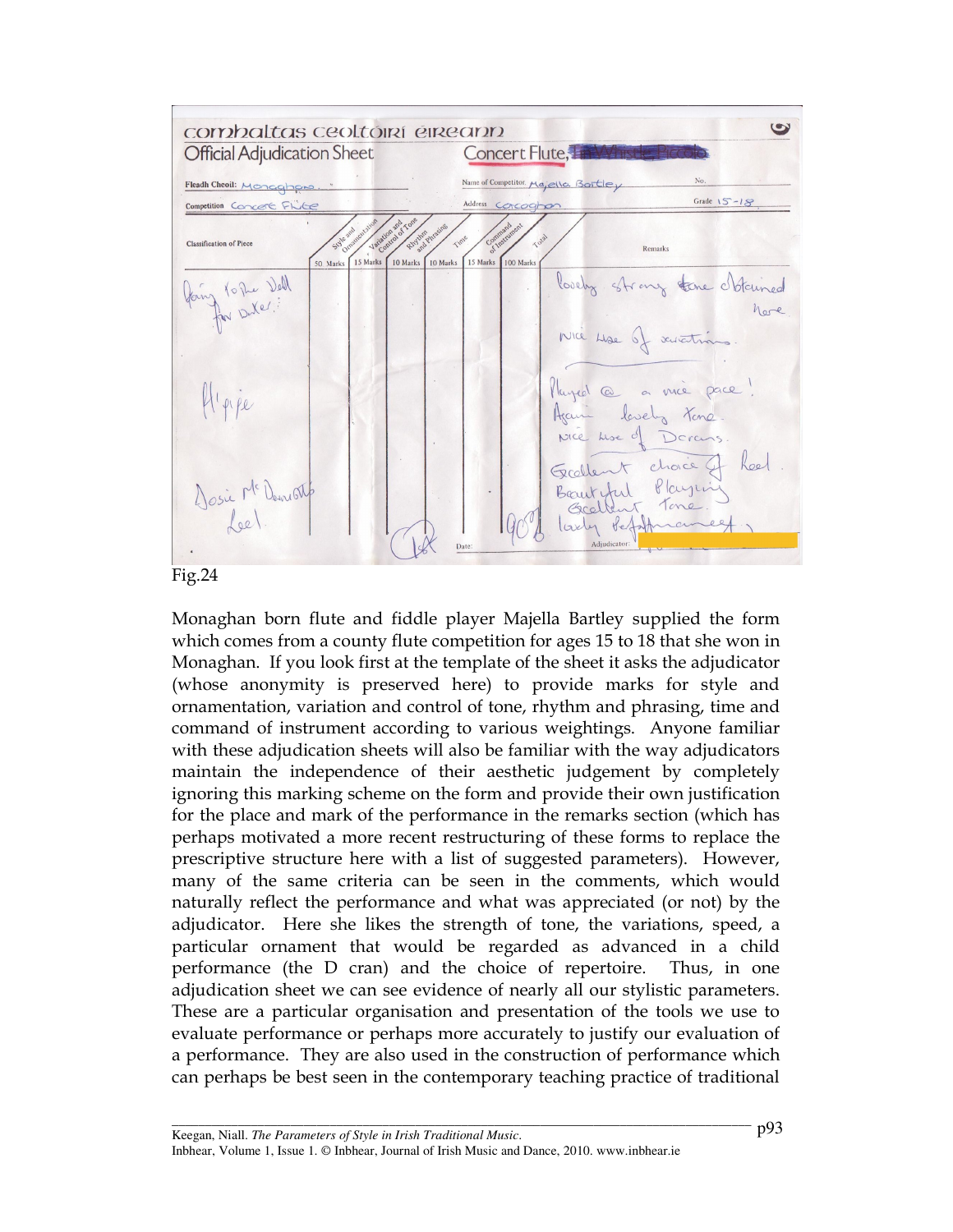Fig.24

Monaghan born flute and fiddle player Majella Bartley supplied the form which comes from a county flute competition for ages 15 to 18 that she won in Monaghan. If you look first at the template of the sheet it asks the adjudicator (whose anonymity is preserved here) to provide marks for style and ornamentation, variation and control of tone, rhythm and phrasing, time and command of instrument according to various weightings. Anyone familiar with these adjudication sheets will also be familiar with the way adjudicators maintain the independence of their aesthetic judgement by completely ignoring this marking scheme on the form and provide their own justification for the place and mark of the performance in the remarks section (which has perhaps motivated a more recent restructuring of these forms to replace the prescriptive structure here with a list of suggested parameters). However, many of the same criteria can be seen in the comments, which would naturally reflect the performance and what was appreciated (or not) by the adjudicator. Here she likes the strength of tone, the variations, speed, a particular ornament that would be regarded as advanced in a child performance (the D cran) and the choice of repertoire. Thus, in one adjudication sheet we can see evidence of nearly all our stylistic parameters. These are a particular organisation and presentation of the tools we use to evaluate performance or perhaps more accurately to justify our evaluation of a performance. They are also used in the construction of performance which can perhaps be best seen in the contemporary teaching practice of traditional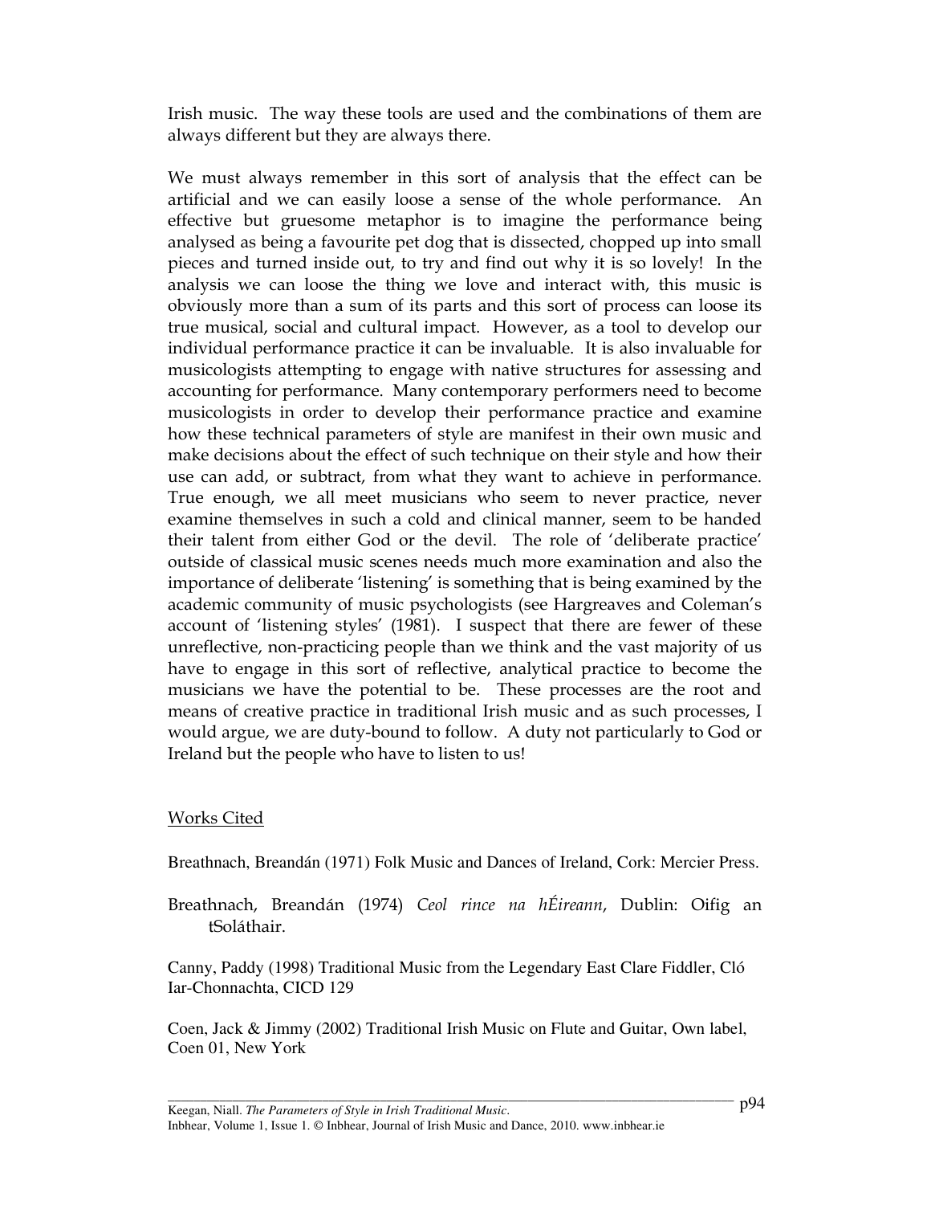Irish music. The way these tools are used and the combinations of them are always different but they are always there.

We must always remember in this sort of analysis that the effect can be artificial and we can easily loose a sense of the whole performance. An effective but gruesome metaphor is to imagine the performance being analysed as being a favourite pet dog that is dissected, chopped up into small pieces and turned inside out, to try and find out why it is so lovely! In the analysis we can loose the thing we love and interact with, this music is obviously more than a sum of its parts and this sort of process can loose its true musical, social and cultural impact. However, as a tool to develop our individual performance practice it can be invaluable. It is also invaluable for musicologists attempting to engage with native structures for assessing and accounting for performance. Many contemporary performers need to become musicologists in order to develop their performance practice and examine how these technical parameters of style are manifest in their own music and make decisions about the effect of such technique on their style and how their use can add, or subtract, from what they want to achieve in performance. True enough, we all meet musicians who seem to never practice, never examine themselves in such a cold and clinical manner, seem to be handed their talent from either God or the devil. The role of 'deliberate practice' outside of classical music scenes needs much more examination and also the importance of deliberate 'listening' is something that is being examined by the academic community of music psychologists (see Hargreaves and Coleman's account of 'listening styles' (1981). I suspect that there are fewer of these unreflective, non-practicing people than we think and the vast majority of us have to engage in this sort of reflective, analytical practice to become the musicians we have the potential to be. These processes are the root and means of creative practice in traditional Irish music and as such processes, I would argue, we are duty-bound to follow. A duty not particularly to God or Ireland but the people who have to listen to us!

## Works Cited

Breathnach, Breandán (1971) Folk Music and Dances of Ireland, Cork: Mercier Press.

Breathnach, Breandán (1974) *Ceol rince na hÉireann*, Dublin: Oifig an tSoláthair.

Canny, Paddy (1998) Traditional Music from the Legendary East Clare Fiddler, Cló Iar-Chonnachta, CICD 129

Coen, Jack & Jimmy (2002) Traditional Irish Music on Flute and Guitar, Own label, Coen 01, New York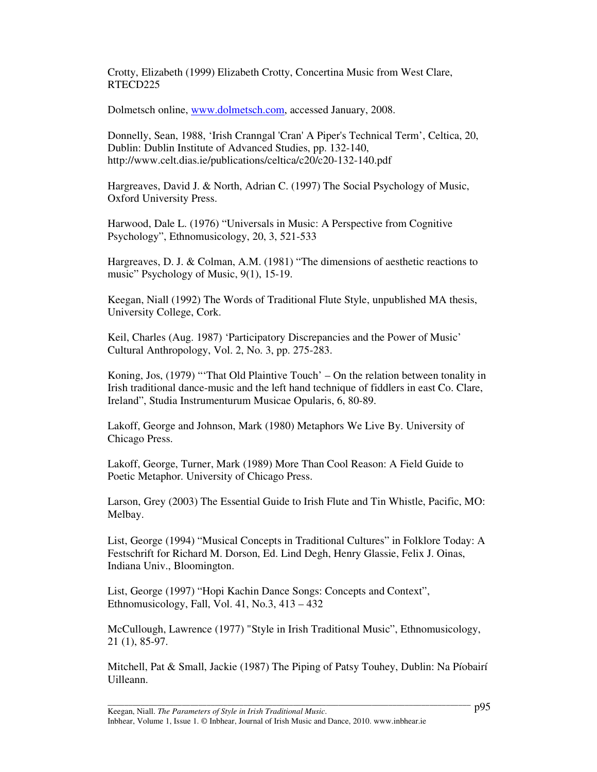Crotty, Elizabeth (1999) Elizabeth Crotty, Concertina Music from West Clare, RTECD225

Dolmetsch online, www.dolmetsch.com, accessed January, 2008.

Donnelly, Sean, 1988, 'Irish Cranngal 'Cran' A Piper's Technical Term', Celtica, 20, Dublin: Dublin Institute of Advanced Studies, pp. 132-140, http://www.celt.dias.ie/publications/celtica/c20/c20-132-140.pdf

Hargreaves, David J. & North, Adrian C. (1997) The Social Psychology of Music, Oxford University Press.

Harwood, Dale L. (1976) "Universals in Music: A Perspective from Cognitive Psychology", Ethnomusicology, 20, 3, 521-533

Hargreaves, D. J. & Colman, A.M. (1981) "The dimensions of aesthetic reactions to music" Psychology of Music, 9(1), 15-19.

Keegan, Niall (1992) The Words of Traditional Flute Style, unpublished MA thesis, University College, Cork.

Keil, Charles (Aug. 1987) 'Participatory Discrepancies and the Power of Music' Cultural Anthropology, Vol. 2, No. 3, pp. 275-283.

Koning, Jos, (1979) "'That Old Plaintive Touch' – On the relation between tonality in Irish traditional dance-music and the left hand technique of fiddlers in east Co. Clare, Ireland", Studia Instrumenturum Musicae Opularis, 6, 80-89.

Lakoff, George and Johnson, Mark (1980) Metaphors We Live By. University of Chicago Press.

Lakoff, George, Turner, Mark (1989) More Than Cool Reason: A Field Guide to Poetic Metaphor. University of Chicago Press.

Larson, Grey (2003) The Essential Guide to Irish Flute and Tin Whistle, Pacific, MO: Melbay.

List, George (1994) "Musical Concepts in Traditional Cultures" in Folklore Today: A Festschrift for Richard M. Dorson, Ed. Lind Degh, Henry Glassie, Felix J. Oinas, Indiana Univ., Bloomington.

List, George (1997) "Hopi Kachin Dance Songs: Concepts and Context", Ethnomusicology, Fall, Vol. 41, No.3, 413 – 432

McCullough, Lawrence (1977) "Style in Irish Traditional Music", Ethnomusicology, 21 (1), 85-97.

Mitchell, Pat & Small, Jackie (1987) The Piping of Patsy Touhey, Dublin: Na Píobairí Uilleann.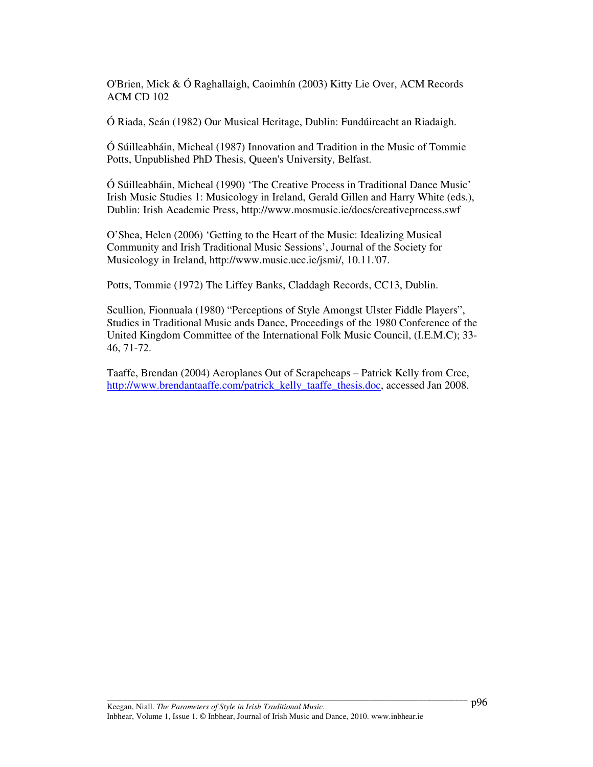O'Brien, Mick & Ó Raghallaigh, Caoimhín (2003) Kitty Lie Over, ACM Records ACM CD 102

Ó Riada, Seán (1982) Our Musical Heritage, Dublin: Fundúireacht an Riadaigh.

Ó Súilleabháin, Micheal (1987) Innovation and Tradition in the Music of Tommie Potts, Unpublished PhD Thesis, Queen's University, Belfast.

Ó Súilleabháin, Micheal (1990) 'The Creative Process in Traditional Dance Music' Irish Music Studies 1: Musicology in Ireland, Gerald Gillen and Harry White (eds.), Dublin: Irish Academic Press, http://www.mosmusic.ie/docs/creativeprocess.swf

O'Shea, Helen (2006) 'Getting to the Heart of the Music: Idealizing Musical Community and Irish Traditional Music Sessions', Journal of the Society for Musicology in Ireland, http://www.music.ucc.ie/jsmi/, 10.11.'07.

Potts, Tommie (1972) The Liffey Banks, Claddagh Records, CC13, Dublin.

Scullion, Fionnuala (1980) "Perceptions of Style Amongst Ulster Fiddle Players", Studies in Traditional Music ands Dance, Proceedings of the 1980 Conference of the United Kingdom Committee of the International Folk Music Council, (I.E.M.C); 33-46, 71-72.

Taaffe, Brendan (2004) Aeroplanes Out of Scrapeheaps – Patrick Kelly from Cree, http://www.brendantaaffe.com/patrick_kelly_taaffe_thesis.doc, accessed Jan 2008.